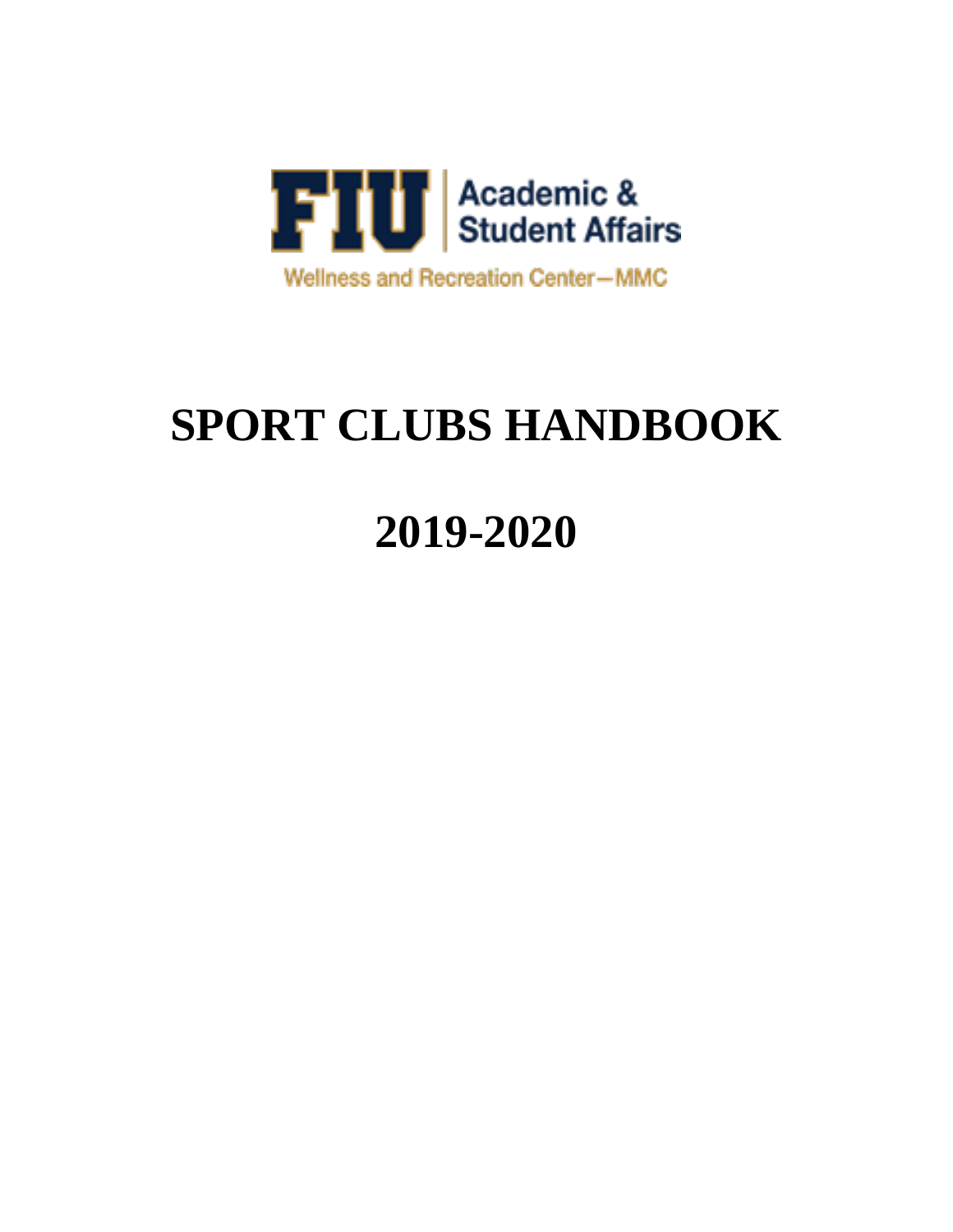FIU | Academic & Student Affairs

Wellness and Recreation Center—MMC

# SPORT CLUBS HANDBOOK

# 2019-2020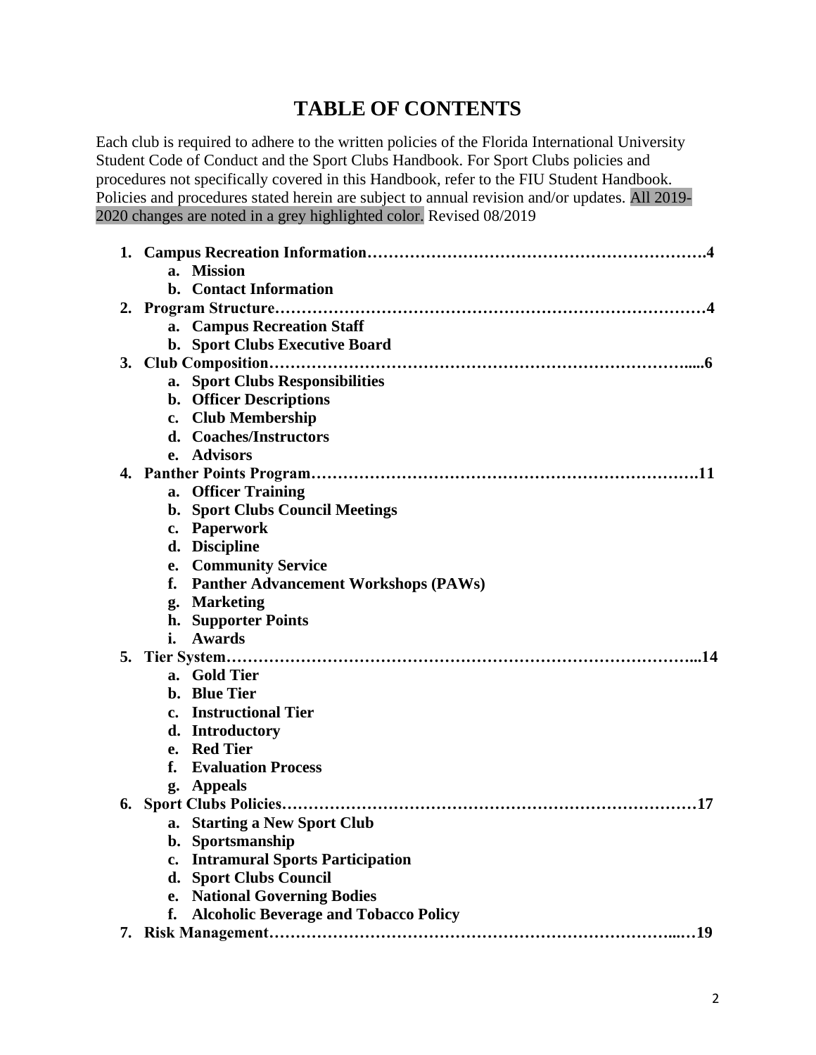# TABLE OF CONTENTS

Each club is required to adhere to the written policies of the Florida International University Student Code of Conduct and the Sport Clubs Handbook. For Sport Clubs policies and procedures not specifically covered in this Handbook, refer to the FIU Student Handbook. Policies and procedures stated herein are subject to annual revision and/or updates. All 2019-2020 changes are noted in a grey highlighted color. Revised 08/2019

1. **Campus Recreation Information……………………………………………………….4**
   a. **Mission**
   b. **Contact Information**
2. **Program Structure……………………………………………………………………4**
   a. **Campus Recreation Staff**
   b. **Sport Clubs Executive Board**
3. **Club Composition…………………………………………………………………….....6**
   a. **Sport Clubs Responsibilities**
   b. **Officer Descriptions**
   c. **Club Membership**
   d. **Coaches/Instructors**
   e. **Advisors**
4. **Panther Points Program……………………………………………………………….11**
   a. **Officer Training**
   b. **Sport Clubs Council Meetings**
   c. **Paperwork**
   d. **Discipline**
   e. **Community Service**
   f. **Panther Advancement Workshops (PAWs)**
   g. **Marketing**
   h. **Supporter Points**
   i. **Awards**
5. **Tier System…………………………………………………………………………...14**
   a. **Gold Tier**
   b. **Blue Tier**
   c. **Instructional Tier**
   d. **Introductory**
   e. **Red Tier**
   f. **Evaluation Process**
   g. **Appeals**
6. **Sport Clubs Policies……………………………………………………………………17**
   a. **Starting a New Sport Club**
   b. **Sportsmanship**
   c. **Intramural Sports Participation**
   d. **Sport Clubs Council**
   e. **National Governing Bodies**
   f. **Alcoholic Beverage and Tobacco Policy**
7. **Risk Management…………………………………………………………………...…19**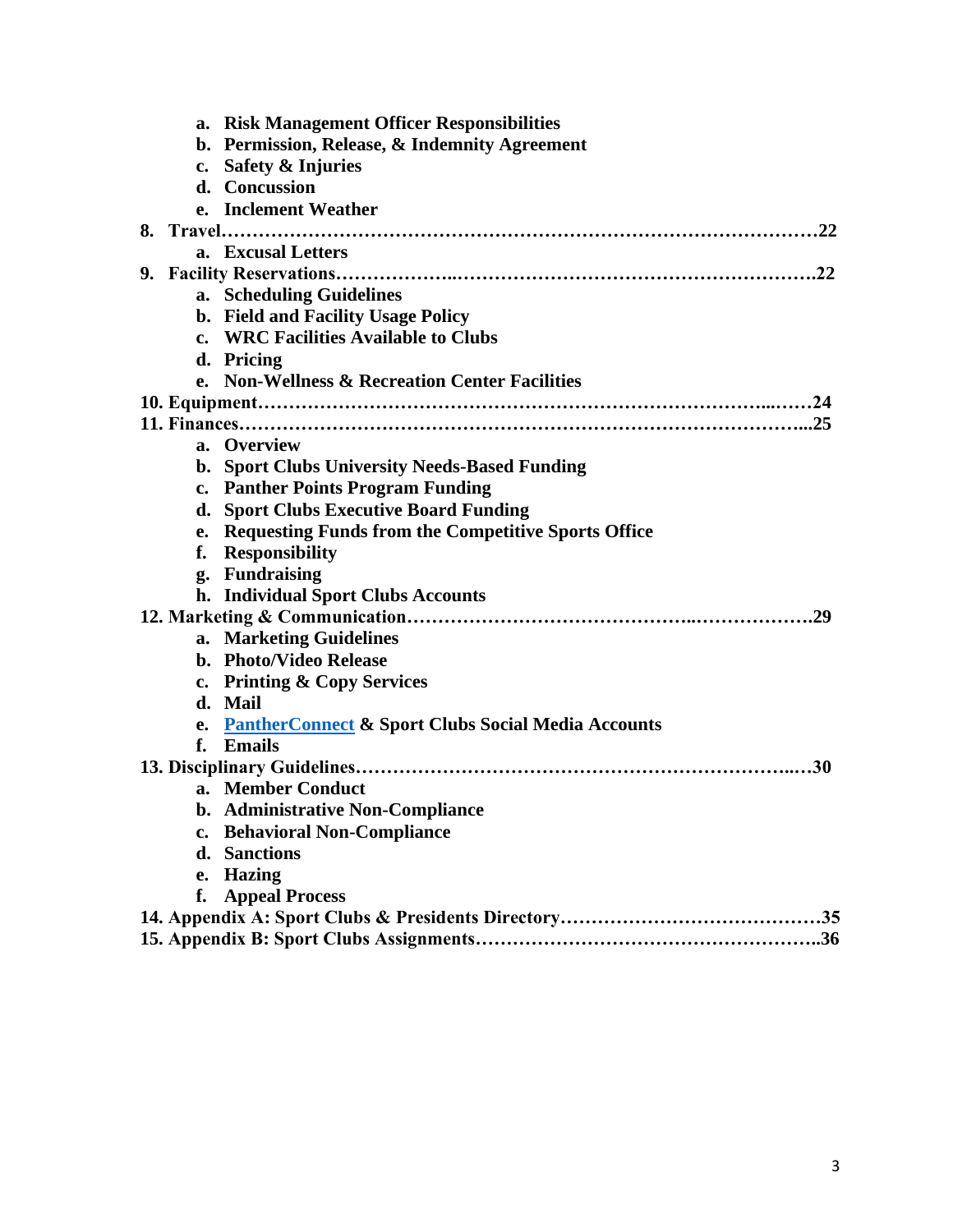- a. **Risk Management Officer Responsibilities**
- b. **Permission, Release, & Indemnity Agreement**
- c. **Safety & Injuries**
- d. **Concussion**
- e. **Inclement Weather**

**8. Travel……………………………………………………………………………………22**

- a. **Excusal Letters**

**9. Facility Reservations………………..………………………………………………….22**

- a. **Scheduling Guidelines**
- b. **Field and Facility Usage Policy**
- c. **WRC Facilities Available to Clubs**
- d. **Pricing**
- e. **Non-Wellness & Recreation Center Facilities**

**10. Equipment…………………………………………………………………………...….24**

**11. Finances…………………………………………………………………………….....25**

- a. **Overview**
- b. **Sport Clubs University Needs-Based Funding**
- c. **Panther Points Program Funding**
- d. **Sport Clubs Executive Board Funding**
- e. **Requesting Funds from the Competitive Sports Office**
- f. **Responsibility**
- g. **Fundraising**
- h. **Individual Sport Clubs Accounts**

**12. Marketing & Communication…………………………………...……………….29**

- a. **Marketing Guidelines**
- b. **Photo/Video Release**
- c. **Printing & Copy Services**
- d. **Mail**
- e. **PantherConnect & Sport Clubs Social Media Accounts**
- f. **Emails**

**13. Disciplinary Guidelines…………………………………………………………..…30**

- a. **Member Conduct**
- b. **Administrative Non-Compliance**
- c. **Behavioral Non-Compliance**
- d. **Sanctions**
- e. **Hazing**
- f. **Appeal Process**

**14. Appendix A: Sport Clubs & Presidents Directory……………………………………35**

**15. Appendix B: Sport Clubs Assignments……………………………………………..36**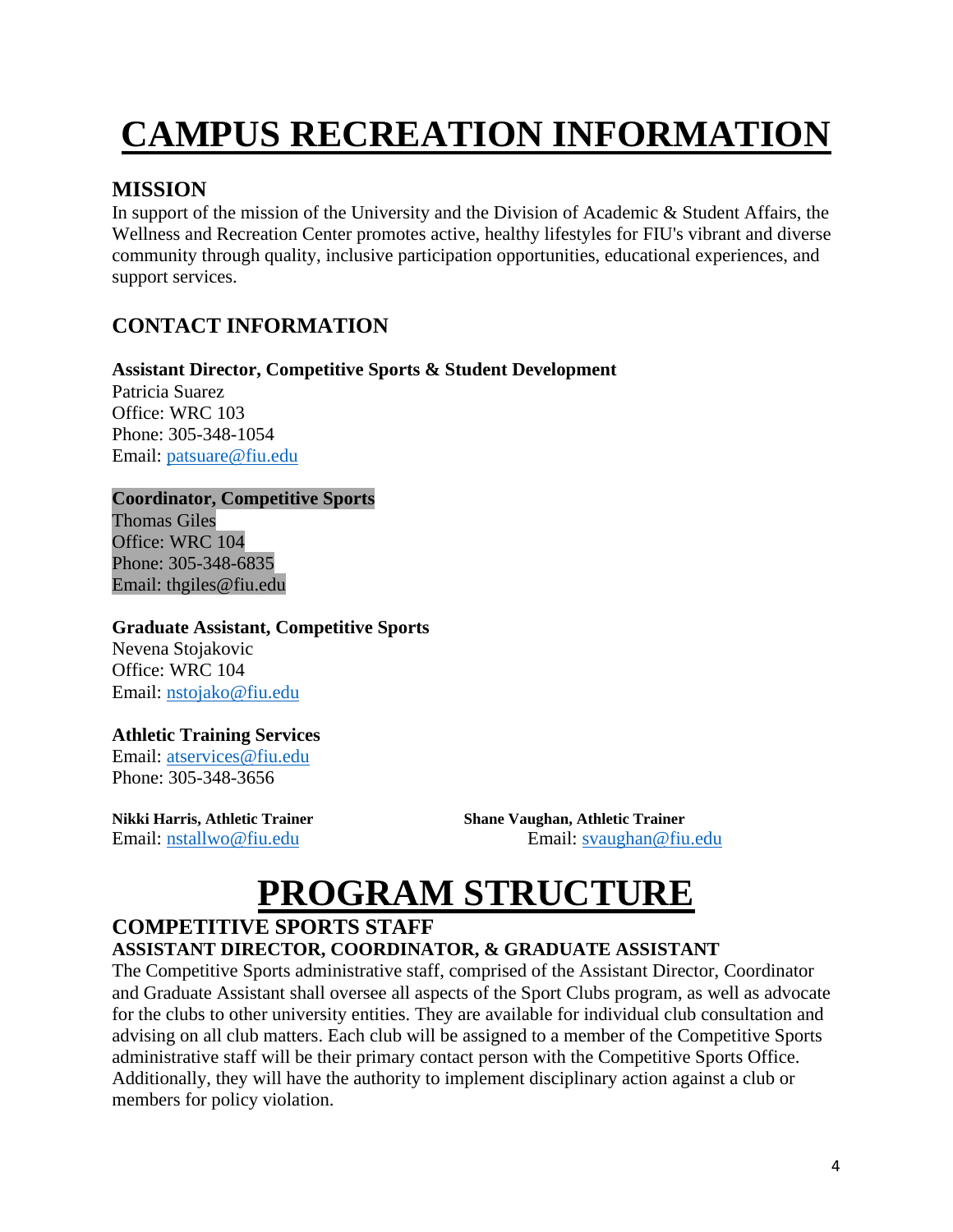# CAMPUS RECREATION INFORMATION

## MISSION

In support of the mission of the University and the Division of Academic & Student Affairs, the Wellness and Recreation Center promotes active, healthy lifestyles for FIU's vibrant and diverse community through quality, inclusive participation opportunities, educational experiences, and support services.

## CONTACT INFORMATION

**Assistant Director, Competitive Sports & Student Development**
Patricia Suarez
Office: WRC 103
Phone: 305-348-1054
Email: patsuare@fiu.edu

**Coordinator, Competitive Sports**
Thomas Giles
Office: WRC 104
Phone: 305-348-6835
Email: thgiles@fiu.edu

**Graduate Assistant, Competitive Sports**
Nevena Stojakovic
Office: WRC 104
Email: nstojako@fiu.edu

**Athletic Training Services**
Email: atservices@fiu.edu
Phone: 305-348-3656

**Nikki Harris, Athletic Trainer**
Email: nstallwo@fiu.edu

**Shane Vaughan, Athletic Trainer**
Email: svaughan@fiu.edu

# PROGRAM STRUCTURE

## COMPETITIVE SPORTS STAFF

### ASSISTANT DIRECTOR, COORDINATOR, & GRADUATE ASSISTANT

The Competitive Sports administrative staff, comprised of the Assistant Director, Coordinator and Graduate Assistant shall oversee all aspects of the Sport Clubs program, as well as advocate for the clubs to other university entities. They are available for individual club consultation and advising on all club matters. Each club will be assigned to a member of the Competitive Sports administrative staff will be their primary contact person with the Competitive Sports Office. Additionally, they will have the authority to implement disciplinary action against a club or members for policy violation.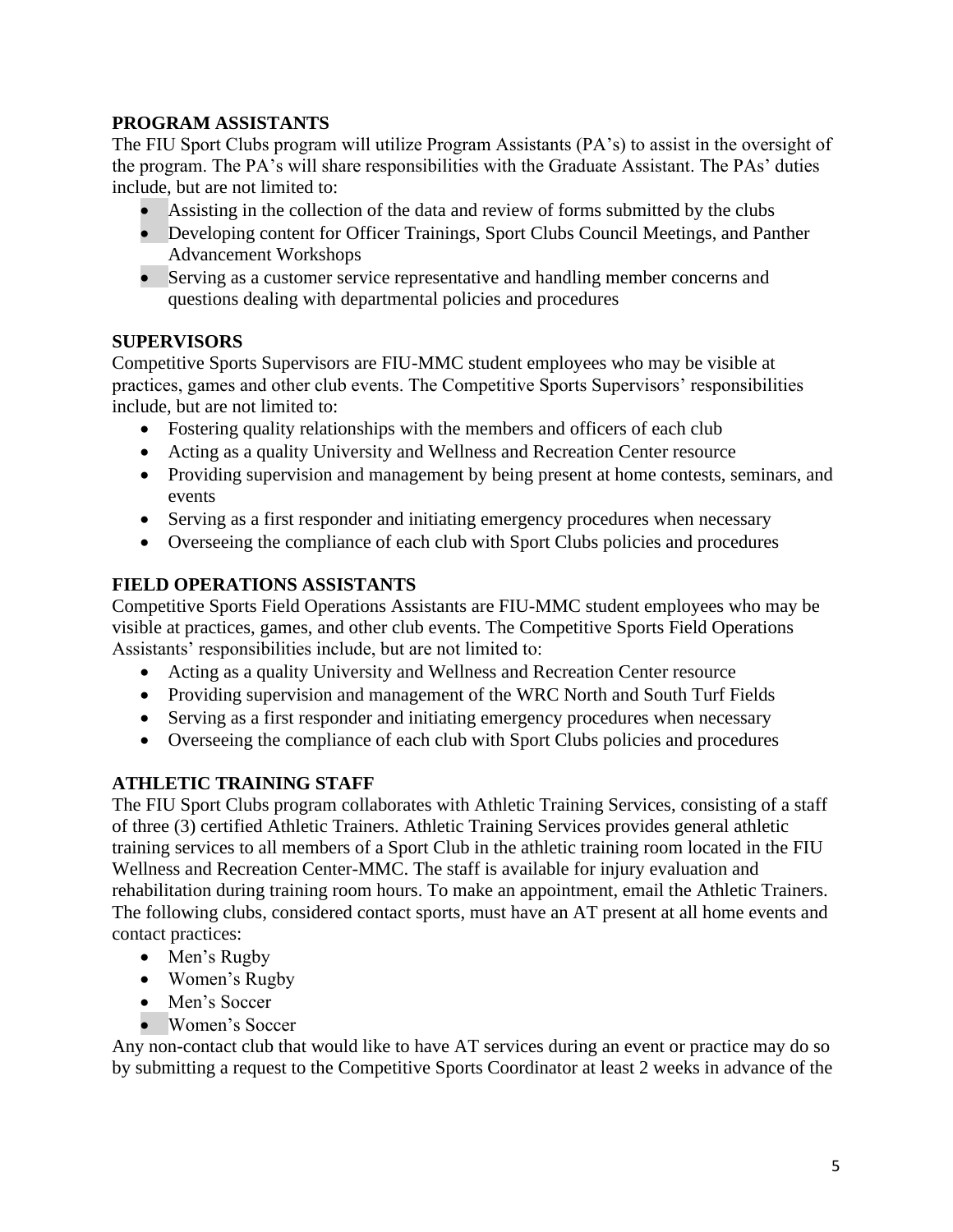## PROGRAM ASSISTANTS

The FIU Sport Clubs program will utilize Program Assistants (PA's) to assist in the oversight of the program. The PA's will share responsibilities with the Graduate Assistant. The PAs' duties include, but are not limited to:

- Assisting in the collection of the data and review of forms submitted by the clubs
- Developing content for Officer Trainings, Sport Clubs Council Meetings, and Panther Advancement Workshops
- Serving as a customer service representative and handling member concerns and questions dealing with departmental policies and procedures

## SUPERVISORS

Competitive Sports Supervisors are FIU-MMC student employees who may be visible at practices, games and other club events. The Competitive Sports Supervisors' responsibilities include, but are not limited to:

- Fostering quality relationships with the members and officers of each club
- Acting as a quality University and Wellness and Recreation Center resource
- Providing supervision and management by being present at home contests, seminars, and events
- Serving as a first responder and initiating emergency procedures when necessary
- Overseeing the compliance of each club with Sport Clubs policies and procedures

## FIELD OPERATIONS ASSISTANTS

Competitive Sports Field Operations Assistants are FIU-MMC student employees who may be visible at practices, games, and other club events. The Competitive Sports Field Operations Assistants' responsibilities include, but are not limited to:

- Acting as a quality University and Wellness and Recreation Center resource
- Providing supervision and management of the WRC North and South Turf Fields
- Serving as a first responder and initiating emergency procedures when necessary
- Overseeing the compliance of each club with Sport Clubs policies and procedures

## ATHLETIC TRAINING STAFF

The FIU Sport Clubs program collaborates with Athletic Training Services, consisting of a staff of three (3) certified Athletic Trainers. Athletic Training Services provides general athletic training services to all members of a Sport Club in the athletic training room located in the FIU Wellness and Recreation Center-MMC. The staff is available for injury evaluation and rehabilitation during training room hours. To make an appointment, email the Athletic Trainers. The following clubs, considered contact sports, must have an AT present at all home events and contact practices:

- Men's Rugby
- Women's Rugby
- Men's Soccer
- Women's Soccer

Any non-contact club that would like to have AT services during an event or practice may do so by submitting a request to the Competitive Sports Coordinator at least 2 weeks in advance of the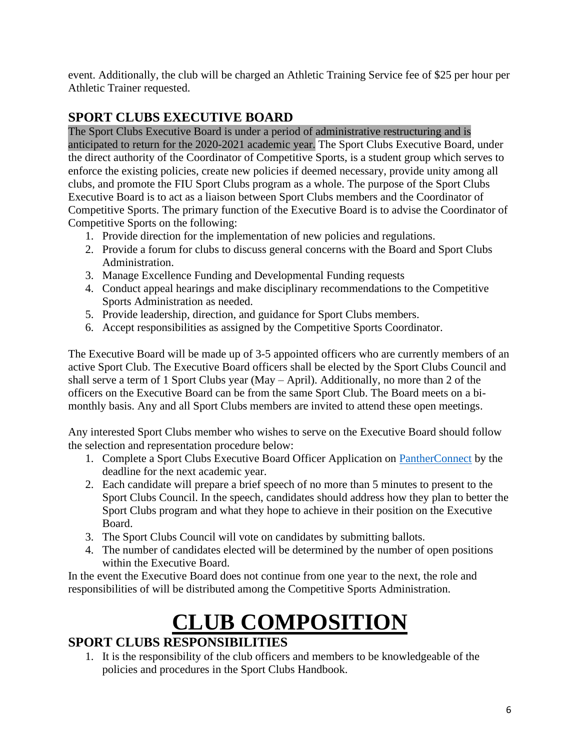event. Additionally, the club will be charged an Athletic Training Service fee of $25 per hour per Athletic Trainer requested.

## SPORT CLUBS EXECUTIVE BOARD

The Sport Clubs Executive Board is under a period of administrative restructuring and is anticipated to return for the 2020-2021 academic year. The Sport Clubs Executive Board, under the direct authority of the Coordinator of Competitive Sports, is a student group which serves to enforce the existing policies, create new policies if deemed necessary, provide unity among all clubs, and promote the FIU Sport Clubs program as a whole. The purpose of the Sport Clubs Executive Board is to act as a liaison between Sport Clubs members and the Coordinator of Competitive Sports. The primary function of the Executive Board is to advise the Coordinator of Competitive Sports on the following:

1. Provide direction for the implementation of new policies and regulations.
2. Provide a forum for clubs to discuss general concerns with the Board and Sport Clubs Administration.
3. Manage Excellence Funding and Developmental Funding requests
4. Conduct appeal hearings and make disciplinary recommendations to the Competitive Sports Administration as needed.
5. Provide leadership, direction, and guidance for Sport Clubs members.
6. Accept responsibilities as assigned by the Competitive Sports Coordinator.

The Executive Board will be made up of 3-5 appointed officers who are currently members of an active Sport Club. The Executive Board officers shall be elected by the Sport Clubs Council and shall serve a term of 1 Sport Clubs year (May – April). Additionally, no more than 2 of the officers on the Executive Board can be from the same Sport Club. The Board meets on a bi-monthly basis. Any and all Sport Clubs members are invited to attend these open meetings.

Any interested Sport Clubs member who wishes to serve on the Executive Board should follow the selection and representation procedure below:

1. Complete a Sport Clubs Executive Board Officer Application on PantherConnect by the deadline for the next academic year.
2. Each candidate will prepare a brief speech of no more than 5 minutes to present to the Sport Clubs Council. In the speech, candidates should address how they plan to better the Sport Clubs program and what they hope to achieve in their position on the Executive Board.
3. The Sport Clubs Council will vote on candidates by submitting ballots.
4. The number of candidates elected will be determined by the number of open positions within the Executive Board.

In the event the Executive Board does not continue from one year to the next, the role and responsibilities of will be distributed among the Competitive Sports Administration.

# CLUB COMPOSITION

## SPORT CLUBS RESPONSIBILITIES

1. It is the responsibility of the club officers and members to be knowledgeable of the policies and procedures in the Sport Clubs Handbook.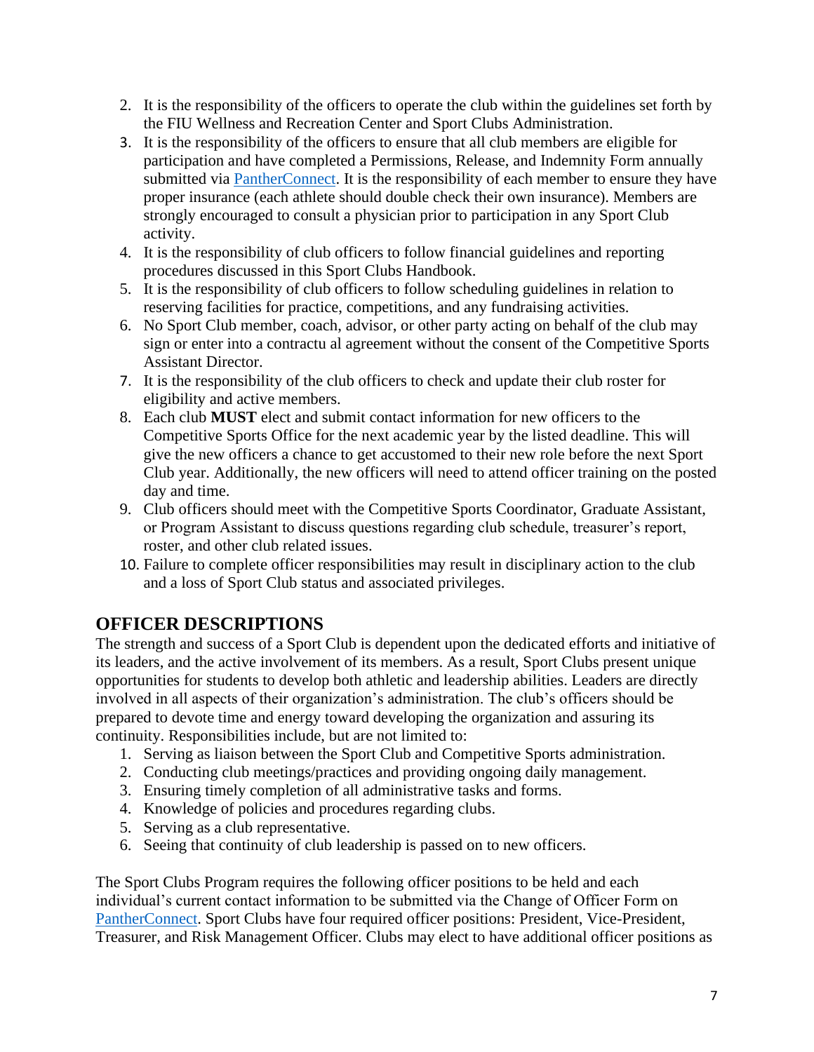2. It is the responsibility of the officers to operate the club within the guidelines set forth by the FIU Wellness and Recreation Center and Sport Clubs Administration.
3. It is the responsibility of the officers to ensure that all club members are eligible for participation and have completed a Permissions, Release, and Indemnity Form annually submitted via PantherConnect. It is the responsibility of each member to ensure they have proper insurance (each athlete should double check their own insurance). Members are strongly encouraged to consult a physician prior to participation in any Sport Club activity.
4. It is the responsibility of club officers to follow financial guidelines and reporting procedures discussed in this Sport Clubs Handbook.
5. It is the responsibility of club officers to follow scheduling guidelines in relation to reserving facilities for practice, competitions, and any fundraising activities.
6. No Sport Club member, coach, advisor, or other party acting on behalf of the club may sign or enter into a contractu al agreement without the consent of the Competitive Sports Assistant Director.
7. It is the responsibility of the club officers to check and update their club roster for eligibility and active members.
8. Each club **MUST** elect and submit contact information for new officers to the Competitive Sports Office for the next academic year by the listed deadline. This will give the new officers a chance to get accustomed to their new role before the next Sport Club year. Additionally, the new officers will need to attend officer training on the posted day and time.
9. Club officers should meet with the Competitive Sports Coordinator, Graduate Assistant, or Program Assistant to discuss questions regarding club schedule, treasurer's report, roster, and other club related issues.
10. Failure to complete officer responsibilities may result in disciplinary action to the club and a loss of Sport Club status and associated privileges.

## OFFICER DESCRIPTIONS

The strength and success of a Sport Club is dependent upon the dedicated efforts and initiative of its leaders, and the active involvement of its members. As a result, Sport Clubs present unique opportunities for students to develop both athletic and leadership abilities. Leaders are directly involved in all aspects of their organization's administration. The club's officers should be prepared to devote time and energy toward developing the organization and assuring its continuity. Responsibilities include, but are not limited to:

1. Serving as liaison between the Sport Club and Competitive Sports administration.
2. Conducting club meetings/practices and providing ongoing daily management.
3. Ensuring timely completion of all administrative tasks and forms.
4. Knowledge of policies and procedures regarding clubs.
5. Serving as a club representative.
6. Seeing that continuity of club leadership is passed on to new officers.

The Sport Clubs Program requires the following officer positions to be held and each individual's current contact information to be submitted via the Change of Officer Form on PantherConnect. Sport Clubs have four required officer positions: President, Vice-President, Treasurer, and Risk Management Officer. Clubs may elect to have additional officer positions as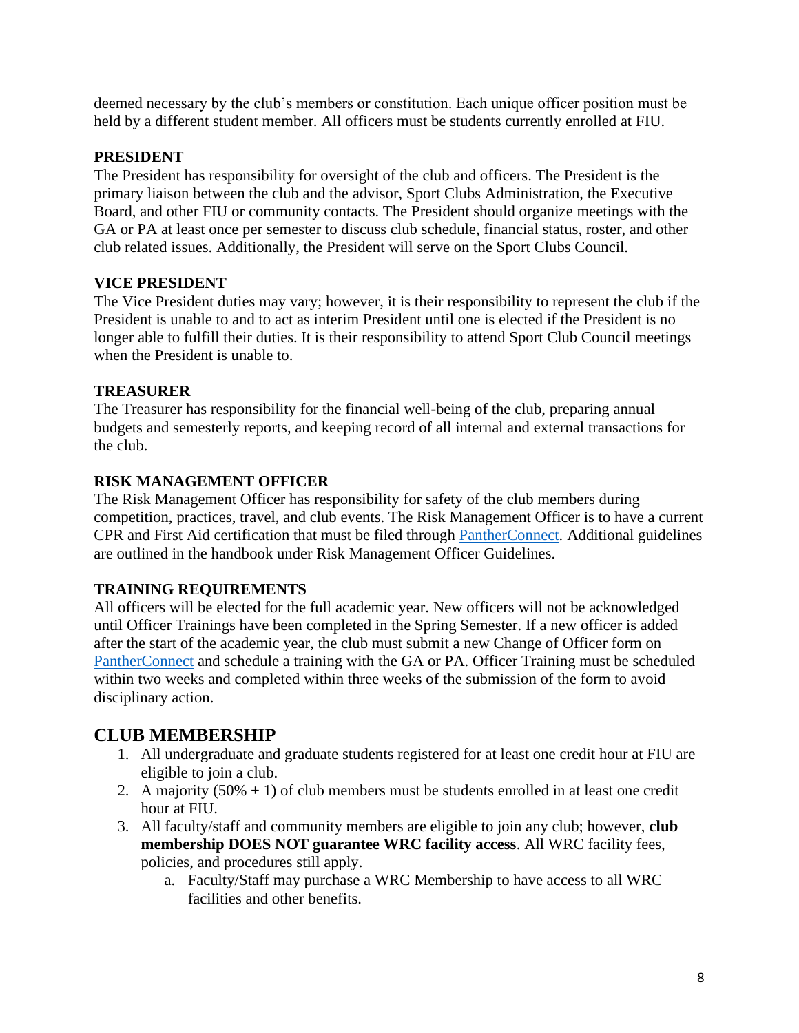deemed necessary by the club's members or constitution. Each unique officer position must be held by a different student member. All officers must be students currently enrolled at FIU.

### PRESIDENT

The President has responsibility for oversight of the club and officers. The President is the primary liaison between the club and the advisor, Sport Clubs Administration, the Executive Board, and other FIU or community contacts. The President should organize meetings with the GA or PA at least once per semester to discuss club schedule, financial status, roster, and other club related issues. Additionally, the President will serve on the Sport Clubs Council.

### VICE PRESIDENT

The Vice President duties may vary; however, it is their responsibility to represent the club if the President is unable to and to act as interim President until one is elected if the President is no longer able to fulfill their duties. It is their responsibility to attend Sport Club Council meetings when the President is unable to.

### TREASURER

The Treasurer has responsibility for the financial well-being of the club, preparing annual budgets and semesterly reports, and keeping record of all internal and external transactions for the club.

### RISK MANAGEMENT OFFICER

The Risk Management Officer has responsibility for safety of the club members during competition, practices, travel, and club events. The Risk Management Officer is to have a current CPR and First Aid certification that must be filed through PantherConnect. Additional guidelines are outlined in the handbook under Risk Management Officer Guidelines.

### TRAINING REQUIREMENTS

All officers will be elected for the full academic year. New officers will not be acknowledged until Officer Trainings have been completed in the Spring Semester. If a new officer is added after the start of the academic year, the club must submit a new Change of Officer form on PantherConnect and schedule a training with the GA or PA. Officer Training must be scheduled within two weeks and completed within three weeks of the submission of the form to avoid disciplinary action.

## CLUB MEMBERSHIP

1. All undergraduate and graduate students registered for at least one credit hour at FIU are eligible to join a club.
2. A majority (50% + 1) of club members must be students enrolled in at least one credit hour at FIU.
3. All faculty/staff and community members are eligible to join any club; however, **club membership DOES NOT guarantee WRC facility access**. All WRC facility fees, policies, and procedures still apply.
   a. Faculty/Staff may purchase a WRC Membership to have access to all WRC facilities and other benefits.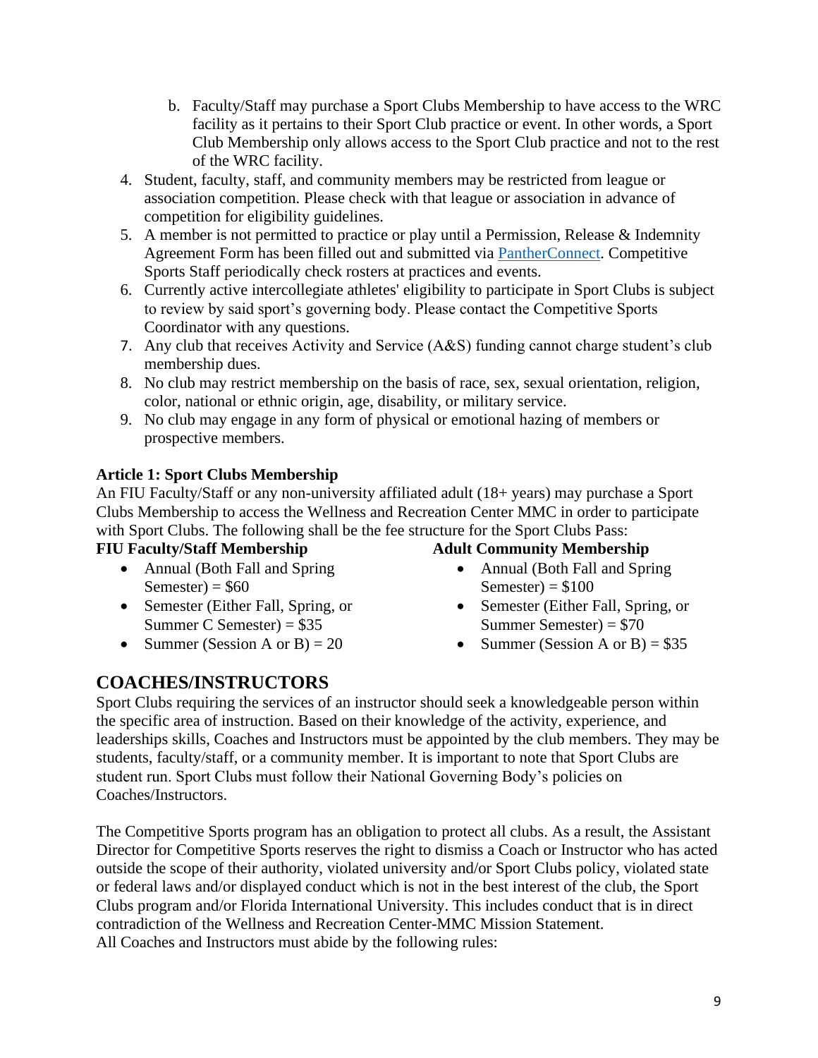b. Faculty/Staff may purchase a Sport Clubs Membership to have access to the WRC facility as it pertains to their Sport Club practice or event. In other words, a Sport Club Membership only allows access to the Sport Club practice and not to the rest of the WRC facility.

4. Student, faculty, staff, and community members may be restricted from league or association competition. Please check with that league or association in advance of competition for eligibility guidelines.
5. A member is not permitted to practice or play until a Permission, Release & Indemnity Agreement Form has been filled out and submitted via PantherConnect. Competitive Sports Staff periodically check rosters at practices and events.
6. Currently active intercollegiate athletes' eligibility to participate in Sport Clubs is subject to review by said sport's governing body. Please contact the Competitive Sports Coordinator with any questions.
7. Any club that receives Activity and Service (A&S) funding cannot charge student's club membership dues.
8. No club may restrict membership on the basis of race, sex, sexual orientation, religion, color, national or ethnic origin, age, disability, or military service.
9. No club may engage in any form of physical or emotional hazing of members or prospective members.

**Article 1: Sport Clubs Membership**

An FIU Faculty/Staff or any non-university affiliated adult (18+ years) may purchase a Sport Clubs Membership to access the Wellness and Recreation Center MMC in order to participate with Sport Clubs. The following shall be the fee structure for the Sport Clubs Pass:

**FIU Faculty/Staff Membership**

- Annual (Both Fall and Spring Semester) = $60
- Semester (Either Fall, Spring, or Summer C Semester) = $35
- Summer (Session A or B) = 20

**Adult Community Membership**

- Annual (Both Fall and Spring Semester) = $100
- Semester (Either Fall, Spring, or Summer Semester) = $70
- Summer (Session A or B) = $35

## COACHES/INSTRUCTORS

Sport Clubs requiring the services of an instructor should seek a knowledgeable person within the specific area of instruction. Based on their knowledge of the activity, experience, and leaderships skills, Coaches and Instructors must be appointed by the club members. They may be students, faculty/staff, or a community member. It is important to note that Sport Clubs are student run. Sport Clubs must follow their National Governing Body's policies on Coaches/Instructors.

The Competitive Sports program has an obligation to protect all clubs. As a result, the Assistant Director for Competitive Sports reserves the right to dismiss a Coach or Instructor who has acted outside the scope of their authority, violated university and/or Sport Clubs policy, violated state or federal laws and/or displayed conduct which is not in the best interest of the club, the Sport Clubs program and/or Florida International University. This includes conduct that is in direct contradiction of the Wellness and Recreation Center-MMC Mission Statement.
All Coaches and Instructors must abide by the following rules: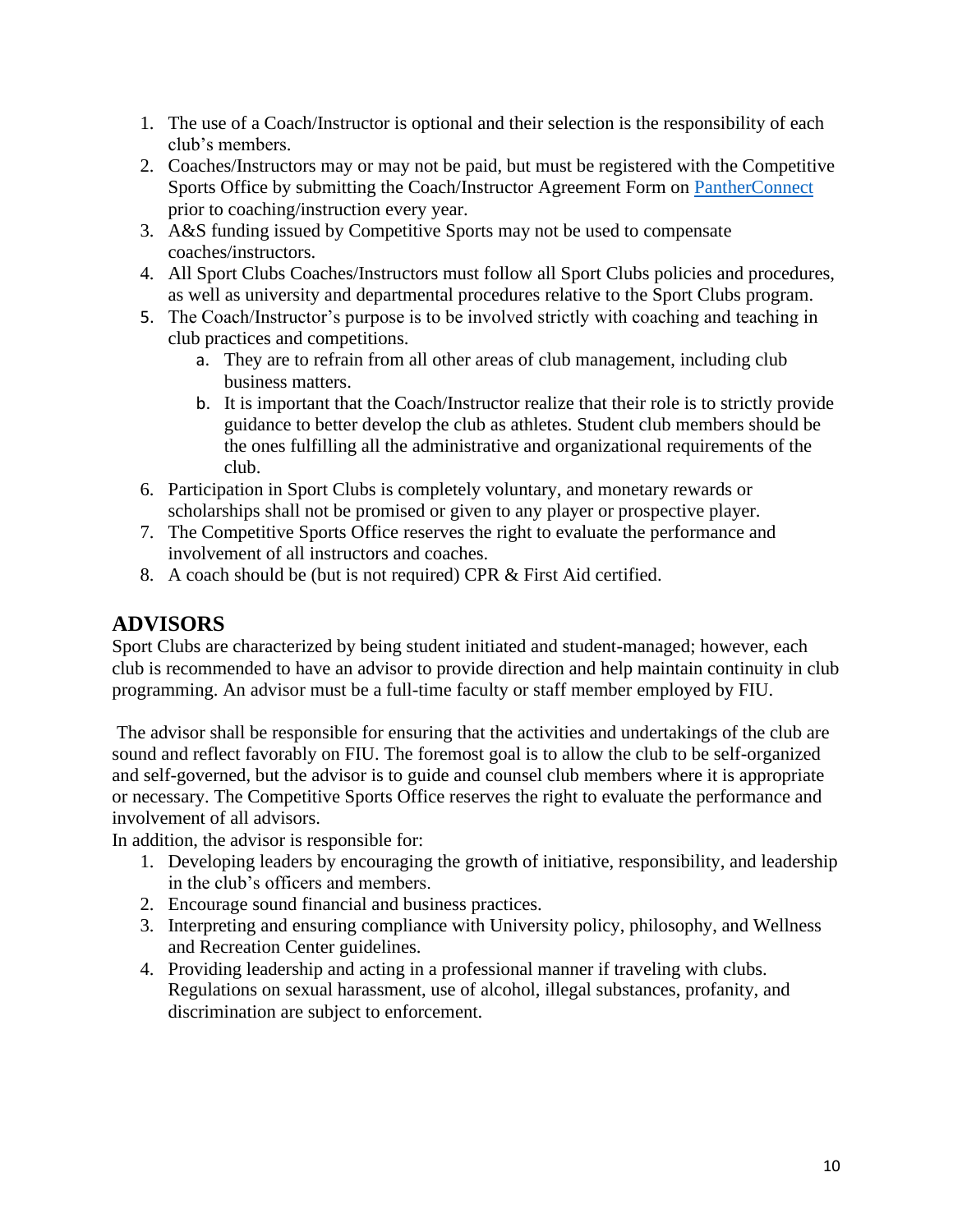1. The use of a Coach/Instructor is optional and their selection is the responsibility of each club's members.
2. Coaches/Instructors may or may not be paid, but must be registered with the Competitive Sports Office by submitting the Coach/Instructor Agreement Form on PantherConnect prior to coaching/instruction every year.
3. A&S funding issued by Competitive Sports may not be used to compensate coaches/instructors.
4. All Sport Clubs Coaches/Instructors must follow all Sport Clubs policies and procedures, as well as university and departmental procedures relative to the Sport Clubs program.
5. The Coach/Instructor's purpose is to be involved strictly with coaching and teaching in club practices and competitions.
    a. They are to refrain from all other areas of club management, including club business matters.
    b. It is important that the Coach/Instructor realize that their role is to strictly provide guidance to better develop the club as athletes. Student club members should be the ones fulfilling all the administrative and organizational requirements of the club.
6. Participation in Sport Clubs is completely voluntary, and monetary rewards or scholarships shall not be promised or given to any player or prospective player.
7. The Competitive Sports Office reserves the right to evaluate the performance and involvement of all instructors and coaches.
8. A coach should be (but is not required) CPR & First Aid certified.

## ADVISORS

Sport Clubs are characterized by being student initiated and student-managed; however, each club is recommended to have an advisor to provide direction and help maintain continuity in club programming. An advisor must be a full-time faculty or staff member employed by FIU.

The advisor shall be responsible for ensuring that the activities and undertakings of the club are sound and reflect favorably on FIU. The foremost goal is to allow the club to be self-organized and self-governed, but the advisor is to guide and counsel club members where it is appropriate or necessary. The Competitive Sports Office reserves the right to evaluate the performance and involvement of all advisors.

In addition, the advisor is responsible for:

1. Developing leaders by encouraging the growth of initiative, responsibility, and leadership in the club's officers and members.
2. Encourage sound financial and business practices.
3. Interpreting and ensuring compliance with University policy, philosophy, and Wellness and Recreation Center guidelines.
4. Providing leadership and acting in a professional manner if traveling with clubs. Regulations on sexual harassment, use of alcohol, illegal substances, profanity, and discrimination are subject to enforcement.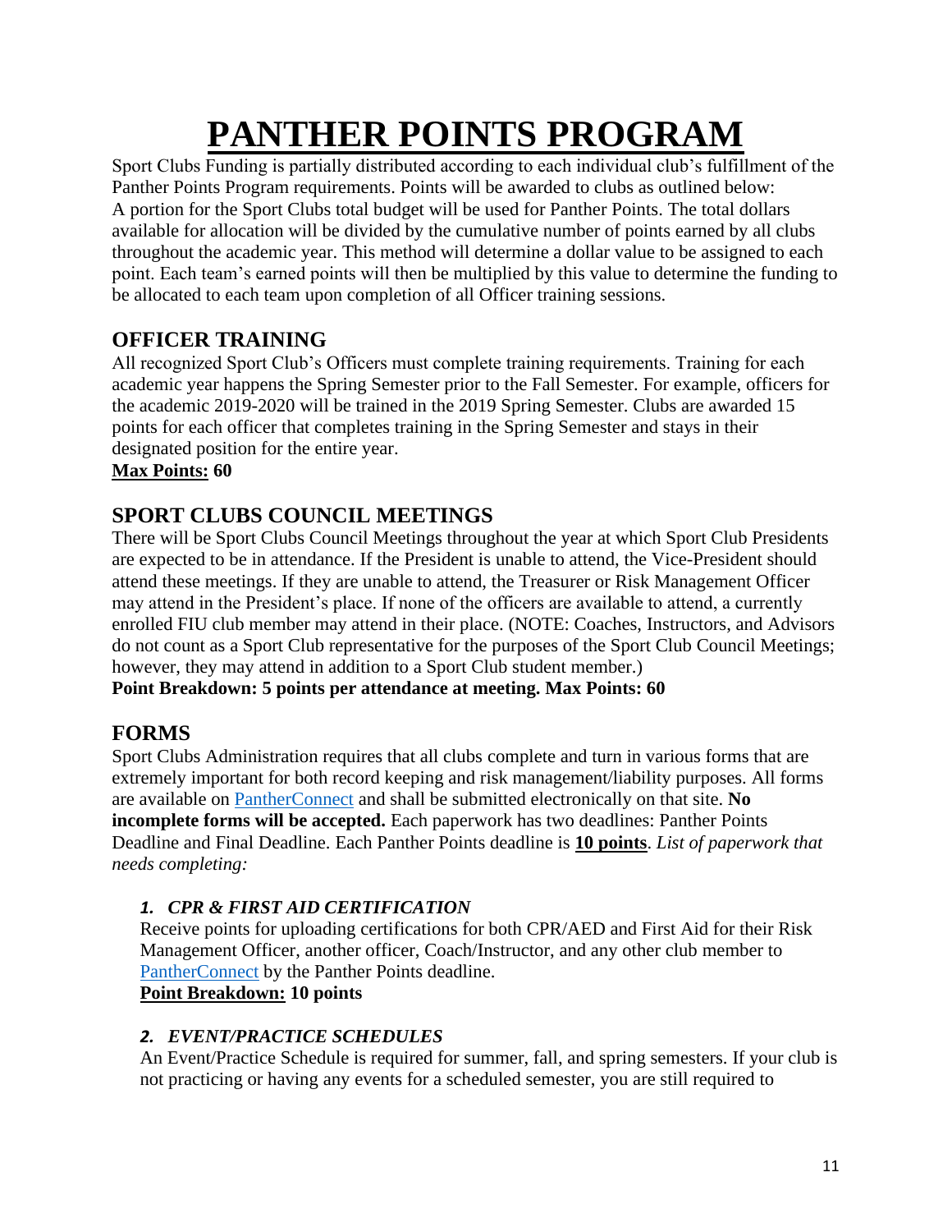# PANTHER POINTS PROGRAM

Sport Clubs Funding is partially distributed according to each individual club's fulfillment of the Panther Points Program requirements. Points will be awarded to clubs as outlined below: A portion for the Sport Clubs total budget will be used for Panther Points. The total dollars available for allocation will be divided by the cumulative number of points earned by all clubs throughout the academic year. This method will determine a dollar value to be assigned to each point. Each team's earned points will then be multiplied by this value to determine the funding to be allocated to each team upon completion of all Officer training sessions.

## OFFICER TRAINING

All recognized Sport Club's Officers must complete training requirements. Training for each academic year happens the Spring Semester prior to the Fall Semester. For example, officers for the academic 2019-2020 will be trained in the 2019 Spring Semester. Clubs are awarded 15 points for each officer that completes training in the Spring Semester and stays in their designated position for the entire year.

**Max Points: 60**

## SPORT CLUBS COUNCIL MEETINGS

There will be Sport Clubs Council Meetings throughout the year at which Sport Club Presidents are expected to be in attendance. If the President is unable to attend, the Vice-President should attend these meetings. If they are unable to attend, the Treasurer or Risk Management Officer may attend in the President's place. If none of the officers are available to attend, a currently enrolled FIU club member may attend in their place. (NOTE: Coaches, Instructors, and Advisors do not count as a Sport Club representative for the purposes of the Sport Club Council Meetings; however, they may attend in addition to a Sport Club student member.)

**Point Breakdown: 5 points per attendance at meeting. Max Points: 60**

## FORMS

Sport Clubs Administration requires that all clubs complete and turn in various forms that are extremely important for both record keeping and risk management/liability purposes. All forms are available on PantherConnect and shall be submitted electronically on that site. **No incomplete forms will be accepted.** Each paperwork has two deadlines: Panther Points Deadline and Final Deadline. Each Panther Points deadline is **10 points**. *List of paperwork that needs completing:*

### *1. CPR & FIRST AID CERTIFICATION*

Receive points for uploading certifications for both CPR/AED and First Aid for their Risk Management Officer, another officer, Coach/Instructor, and any other club member to PantherConnect by the Panther Points deadline.

**Point Breakdown: 10 points**

### *2. EVENT/PRACTICE SCHEDULES*

An Event/Practice Schedule is required for summer, fall, and spring semesters. If your club is not practicing or having any events for a scheduled semester, you are still required to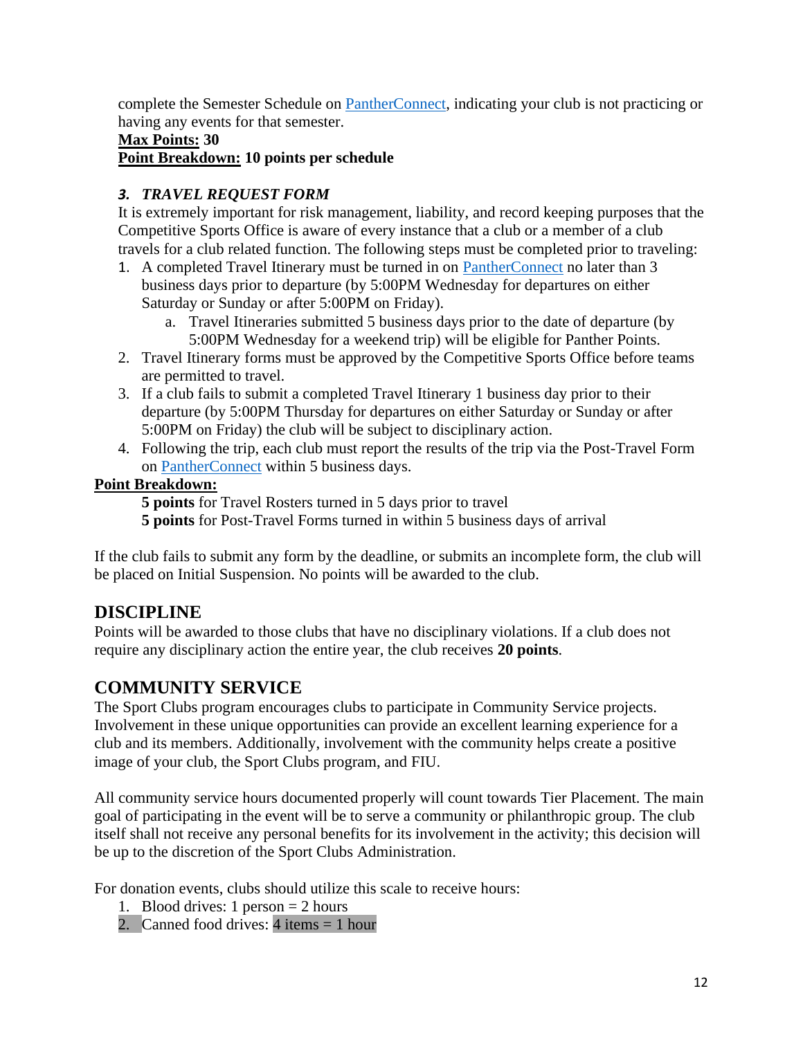complete the Semester Schedule on PantherConnect, indicating your club is not practicing or having any events for that semester.

**Max Points: 30**

**Point Breakdown: 10 points per schedule**

### *3. TRAVEL REQUEST FORM*

It is extremely important for risk management, liability, and record keeping purposes that the Competitive Sports Office is aware of every instance that a club or a member of a club travels for a club related function. The following steps must be completed prior to traveling:

1. A completed Travel Itinerary must be turned in on PantherConnect no later than 3 business days prior to departure (by 5:00PM Wednesday for departures on either Saturday or Sunday or after 5:00PM on Friday).
    a. Travel Itineraries submitted 5 business days prior to the date of departure (by 5:00PM Wednesday for a weekend trip) will be eligible for Panther Points.
2. Travel Itinerary forms must be approved by the Competitive Sports Office before teams are permitted to travel.
3. If a club fails to submit a completed Travel Itinerary 1 business day prior to their departure (by 5:00PM Thursday for departures on either Saturday or Sunday or after 5:00PM on Friday) the club will be subject to disciplinary action.
4. Following the trip, each club must report the results of the trip via the Post-Travel Form on PantherConnect within 5 business days.

**Point Breakdown:**

**5 points** for Travel Rosters turned in 5 days prior to travel

**5 points** for Post-Travel Forms turned in within 5 business days of arrival

If the club fails to submit any form by the deadline, or submits an incomplete form, the club will be placed on Initial Suspension. No points will be awarded to the club.

## DISCIPLINE

Points will be awarded to those clubs that have no disciplinary violations. If a club does not require any disciplinary action the entire year, the club receives **20 points**.

## COMMUNITY SERVICE

The Sport Clubs program encourages clubs to participate in Community Service projects. Involvement in these unique opportunities can provide an excellent learning experience for a club and its members. Additionally, involvement with the community helps create a positive image of your club, the Sport Clubs program, and FIU.

All community service hours documented properly will count towards Tier Placement. The main goal of participating in the event will be to serve a community or philanthropic group. The club itself shall not receive any personal benefits for its involvement in the activity; this decision will be up to the discretion of the Sport Clubs Administration.

For donation events, clubs should utilize this scale to receive hours:

1. Blood drives: 1 person = 2 hours
2. Canned food drives: 4 items = 1 hour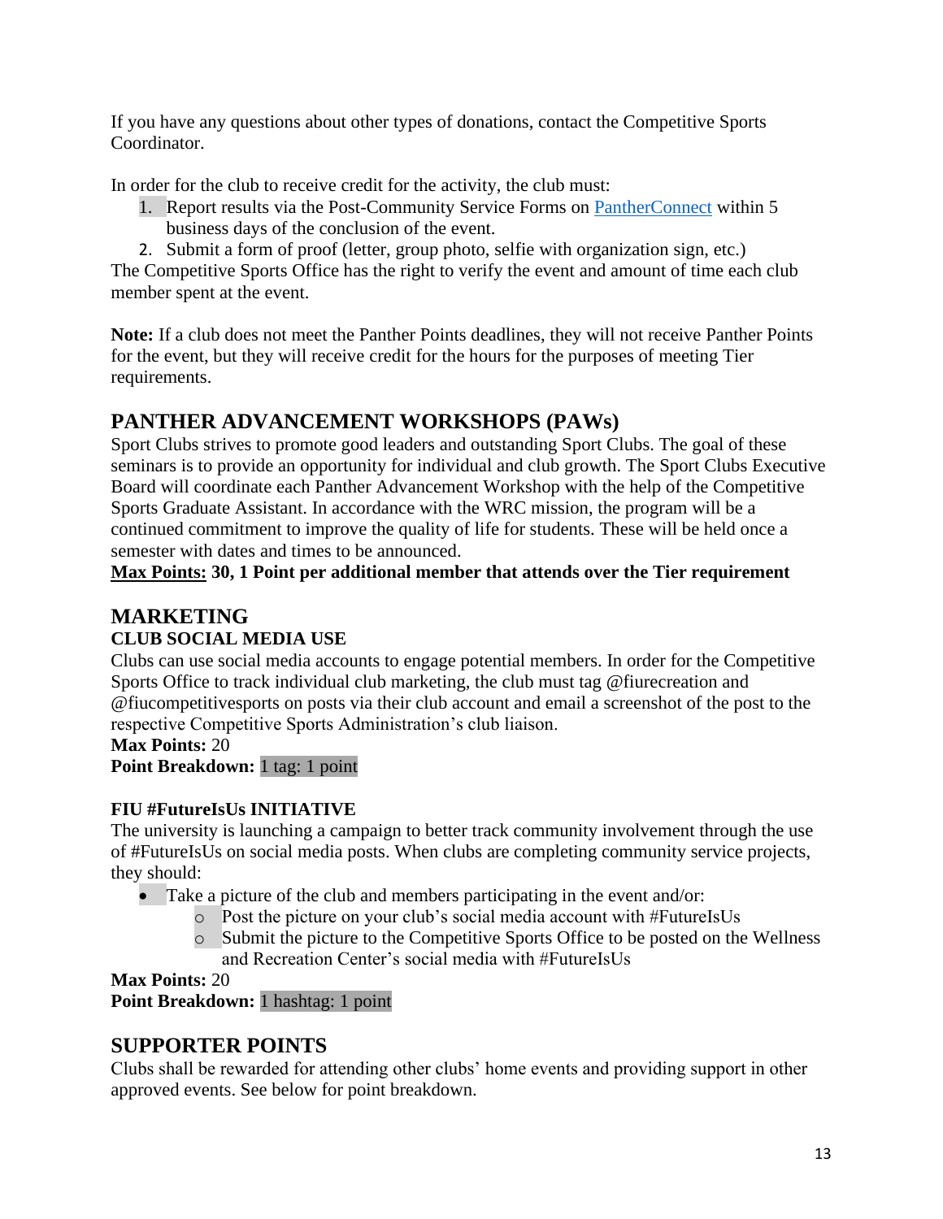If you have any questions about other types of donations, contact the Competitive Sports Coordinator.

In order for the club to receive credit for the activity, the club must:

1. Report results via the Post-Community Service Forms on PantherConnect within 5 business days of the conclusion of the event.
2. Submit a form of proof (letter, group photo, selfie with organization sign, etc.)

The Competitive Sports Office has the right to verify the event and amount of time each club member spent at the event.

**Note:** If a club does not meet the Panther Points deadlines, they will not receive Panther Points for the event, but they will receive credit for the hours for the purposes of meeting Tier requirements.

## PANTHER ADVANCEMENT WORKSHOPS (PAWs)

Sport Clubs strives to promote good leaders and outstanding Sport Clubs. The goal of these seminars is to provide an opportunity for individual and club growth. The Sport Clubs Executive Board will coordinate each Panther Advancement Workshop with the help of the Competitive Sports Graduate Assistant. In accordance with the WRC mission, the program will be a continued commitment to improve the quality of life for students. These will be held once a semester with dates and times to be announced.

**Max Points: 30, 1 Point per additional member that attends over the Tier requirement**

## MARKETING

### CLUB SOCIAL MEDIA USE

Clubs can use social media accounts to engage potential members. In order for the Competitive Sports Office to track individual club marketing, the club must tag @fiurecreation and @fiucompetitivesports on posts via their club account and email a screenshot of the post to the respective Competitive Sports Administration's club liaison.

**Max Points:** 20

**Point Breakdown:** 1 tag: 1 point

### FIU #FutureIsUs INITIATIVE

The university is launching a campaign to better track community involvement through the use of #FutureIsUs on social media posts. When clubs are completing community service projects, they should:

- Take a picture of the club and members participating in the event and/or:
  - Post the picture on your club's social media account with #FutureIsUs
  - Submit the picture to the Competitive Sports Office to be posted on the Wellness and Recreation Center's social media with #FutureIsUs

**Max Points:** 20

**Point Breakdown:** 1 hashtag: 1 point

## SUPPORTER POINTS

Clubs shall be rewarded for attending other clubs' home events and providing support in other approved events. See below for point breakdown.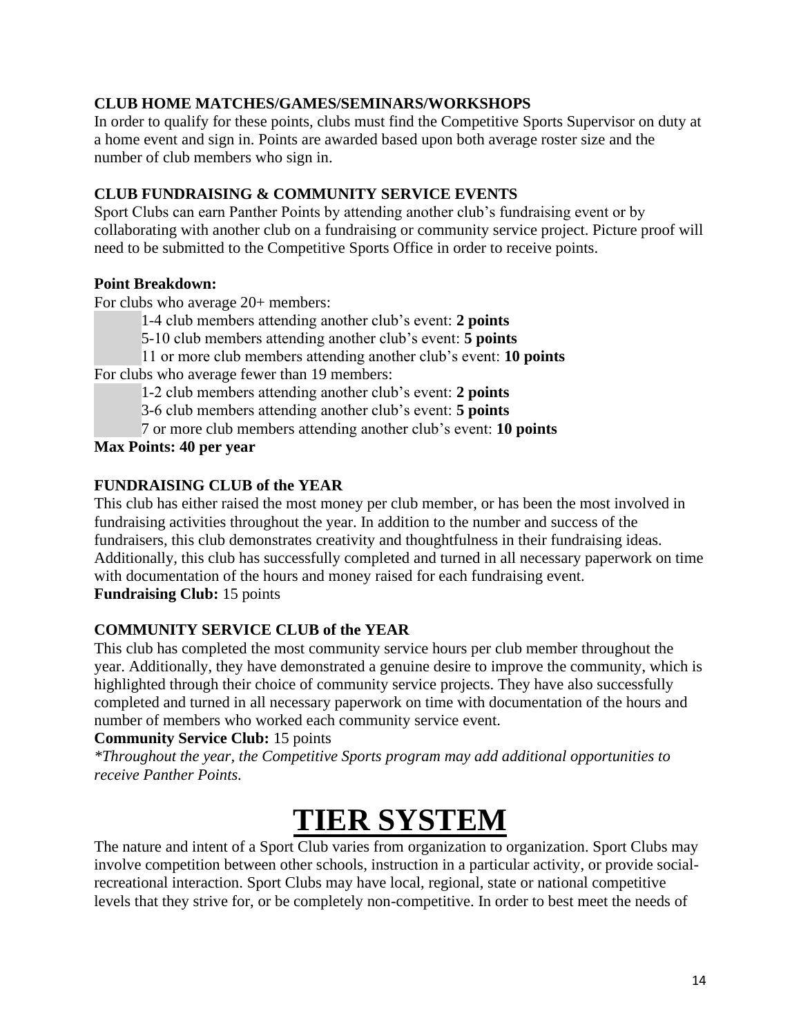**CLUB HOME MATCHES/GAMES/SEMINARS/WORKSHOPS**

In order to qualify for these points, clubs must find the Competitive Sports Supervisor on duty at a home event and sign in. Points are awarded based upon both average roster size and the number of club members who sign in.

**CLUB FUNDRAISING & COMMUNITY SERVICE EVENTS**

Sport Clubs can earn Panther Points by attending another club's fundraising event or by collaborating with another club on a fundraising or community service project. Picture proof will need to be submitted to the Competitive Sports Office in order to receive points.

**Point Breakdown:**

For clubs who average 20+ members:

- 1-4 club members attending another club's event: **2 points**
- 5-10 club members attending another club's event: **5 points**
- 11 or more club members attending another club's event: **10 points**

For clubs who average fewer than 19 members:

- 1-2 club members attending another club's event: **2 points**
- 3-6 club members attending another club's event: **5 points**
- 7 or more club members attending another club's event: **10 points**

**Max Points: 40 per year**

**FUNDRAISING CLUB of the YEAR**

This club has either raised the most money per club member, or has been the most involved in fundraising activities throughout the year. In addition to the number and success of the fundraisers, this club demonstrates creativity and thoughtfulness in their fundraising ideas. Additionally, this club has successfully completed and turned in all necessary paperwork on time with documentation of the hours and money raised for each fundraising event.

**Fundraising Club:** 15 points

**COMMUNITY SERVICE CLUB of the YEAR**

This club has completed the most community service hours per club member throughout the year. Additionally, they have demonstrated a genuine desire to improve the community, which is highlighted through their choice of community service projects. They have also successfully completed and turned in all necessary paperwork on time with documentation of the hours and number of members who worked each community service event.

**Community Service Club:** 15 points

*\*Throughout the year, the Competitive Sports program may add additional opportunities to receive Panther Points.*

# TIER SYSTEM

The nature and intent of a Sport Club varies from organization to organization. Sport Clubs may involve competition between other schools, instruction in a particular activity, or provide social-recreational interaction. Sport Clubs may have local, regional, state or national competitive levels that they strive for, or be completely non-competitive. In order to best meet the needs of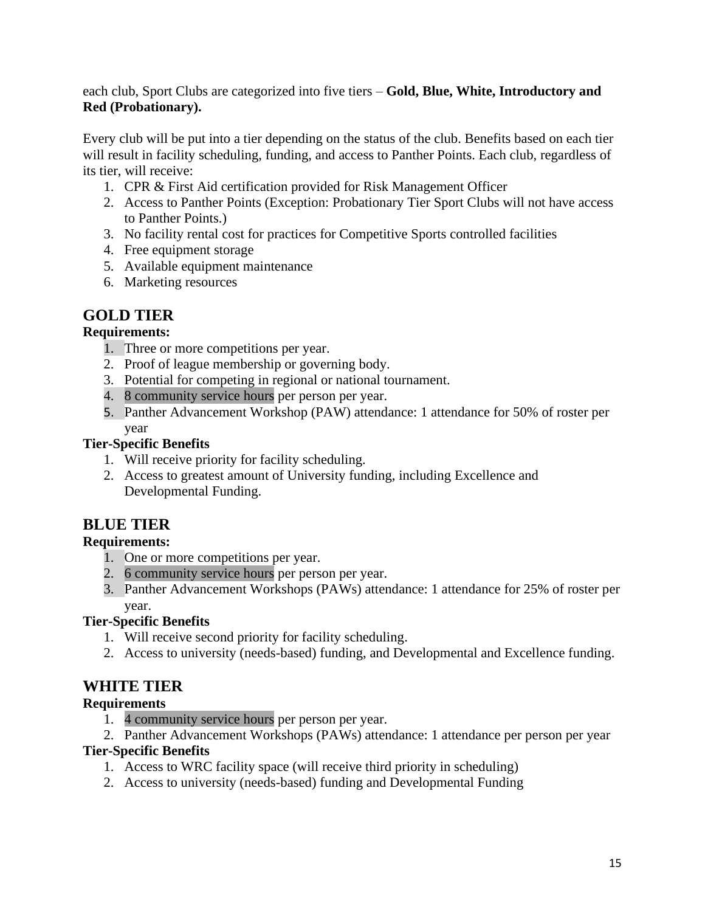each club, Sport Clubs are categorized into five tiers – **Gold, Blue, White, Introductory and Red (Probationary).**

Every club will be put into a tier depending on the status of the club. Benefits based on each tier will result in facility scheduling, funding, and access to Panther Points. Each club, regardless of its tier, will receive:

1. CPR & First Aid certification provided for Risk Management Officer
2. Access to Panther Points (Exception: Probationary Tier Sport Clubs will not have access to Panther Points.)
3. No facility rental cost for practices for Competitive Sports controlled facilities
4. Free equipment storage
5. Available equipment maintenance
6. Marketing resources

## GOLD TIER

**Requirements:**

1. Three or more competitions per year.
2. Proof of league membership or governing body.
3. Potential for competing in regional or national tournament.
4. 8 community service hours per person per year.
5. Panther Advancement Workshop (PAW) attendance: 1 attendance for 50% of roster per year

**Tier-Specific Benefits**

1. Will receive priority for facility scheduling.
2. Access to greatest amount of University funding, including Excellence and Developmental Funding.

## BLUE TIER

**Requirements:**

1. One or more competitions per year.
2. 6 community service hours per person per year.
3. Panther Advancement Workshops (PAWs) attendance: 1 attendance for 25% of roster per year.

**Tier-Specific Benefits**

1. Will receive second priority for facility scheduling.
2. Access to university (needs-based) funding, and Developmental and Excellence funding.

## WHITE TIER

**Requirements**

1. 4 community service hours per person per year.
2. Panther Advancement Workshops (PAWs) attendance: 1 attendance per person per year

**Tier-Specific Benefits**

1. Access to WRC facility space (will receive third priority in scheduling)
2. Access to university (needs-based) funding and Developmental Funding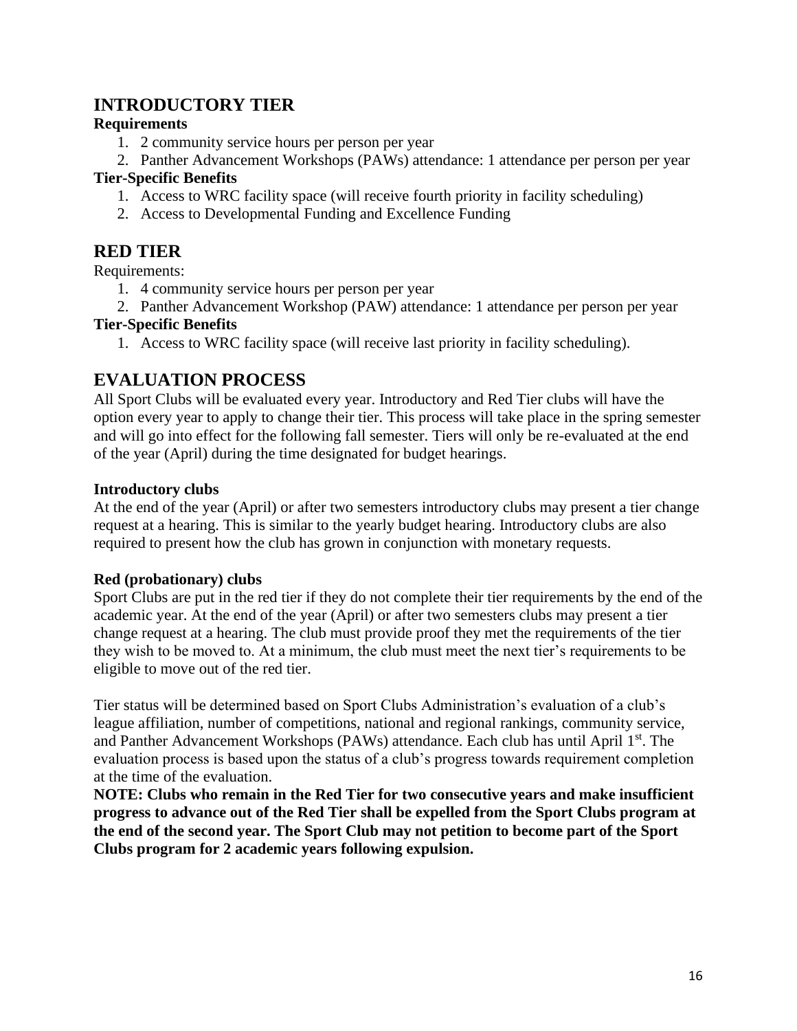## INTRODUCTORY TIER

**Requirements**

1. 2 community service hours per person per year
2. Panther Advancement Workshops (PAWs) attendance: 1 attendance per person per year

**Tier-Specific Benefits**

1. Access to WRC facility space (will receive fourth priority in facility scheduling)
2. Access to Developmental Funding and Excellence Funding

## RED TIER

Requirements:

1. 4 community service hours per person per year
2. Panther Advancement Workshop (PAW) attendance: 1 attendance per person per year

**Tier-Specific Benefits**

1. Access to WRC facility space (will receive last priority in facility scheduling).

## EVALUATION PROCESS

All Sport Clubs will be evaluated every year. Introductory and Red Tier clubs will have the option every year to apply to change their tier. This process will take place in the spring semester and will go into effect for the following fall semester. Tiers will only be re-evaluated at the end of the year (April) during the time designated for budget hearings.

**Introductory clubs**

At the end of the year (April) or after two semesters introductory clubs may present a tier change request at a hearing. This is similar to the yearly budget hearing. Introductory clubs are also required to present how the club has grown in conjunction with monetary requests.

**Red (probationary) clubs**

Sport Clubs are put in the red tier if they do not complete their tier requirements by the end of the academic year. At the end of the year (April) or after two semesters clubs may present a tier change request at a hearing. The club must provide proof they met the requirements of the tier they wish to be moved to. At a minimum, the club must meet the next tier's requirements to be eligible to move out of the red tier.

Tier status will be determined based on Sport Clubs Administration's evaluation of a club's league affiliation, number of competitions, national and regional rankings, community service, and Panther Advancement Workshops (PAWs) attendance. Each club has until April 1st. The evaluation process is based upon the status of a club's progress towards requirement completion at the time of the evaluation.

**NOTE: Clubs who remain in the Red Tier for two consecutive years and make insufficient progress to advance out of the Red Tier shall be expelled from the Sport Clubs program at the end of the second year. The Sport Club may not petition to become part of the Sport Clubs program for 2 academic years following expulsion.**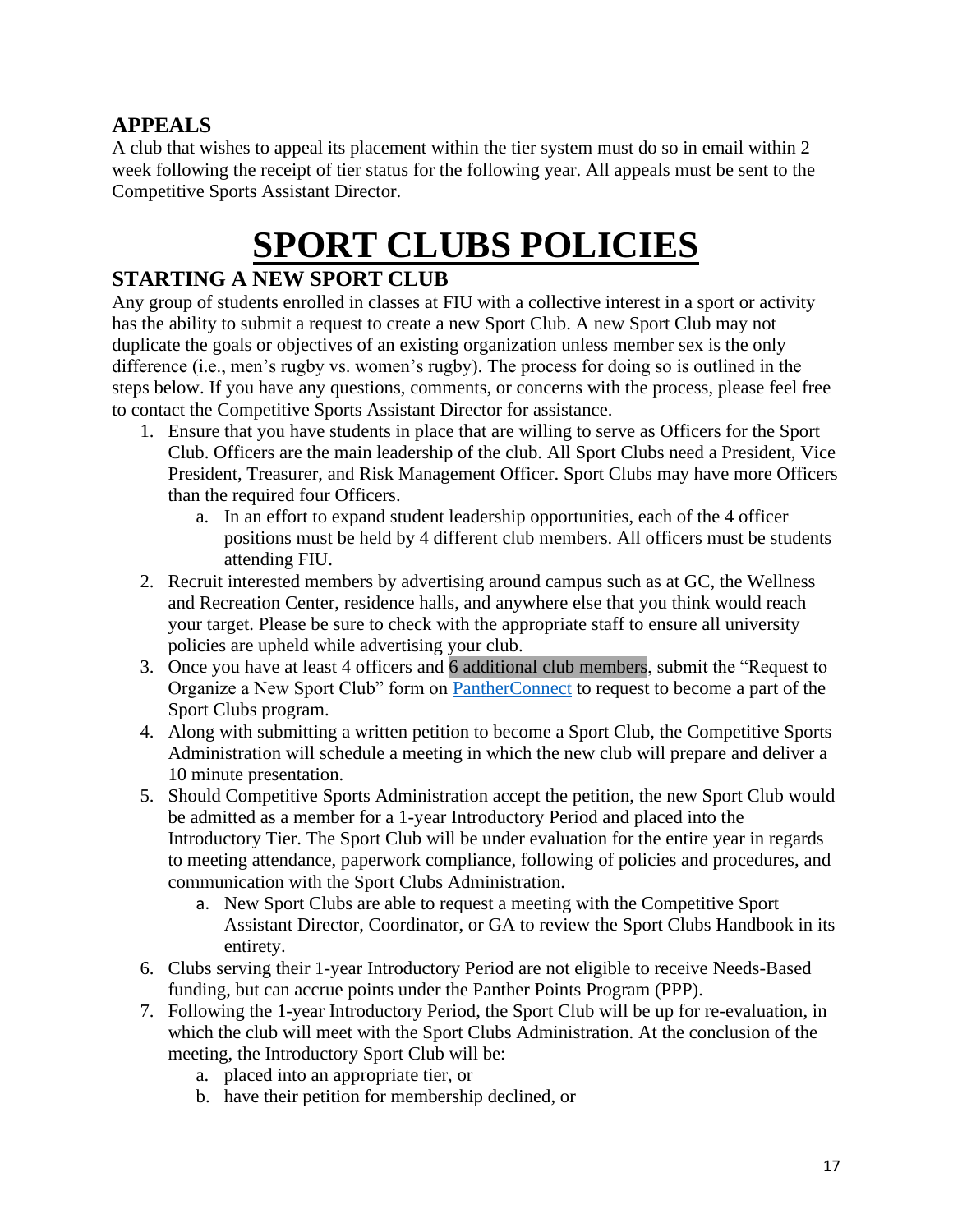### APPEALS

A club that wishes to appeal its placement within the tier system must do so in email within 2 week following the receipt of tier status for the following year. All appeals must be sent to the Competitive Sports Assistant Director.

# SPORT CLUBS POLICIES

### STARTING A NEW SPORT CLUB

Any group of students enrolled in classes at FIU with a collective interest in a sport or activity has the ability to submit a request to create a new Sport Club. A new Sport Club may not duplicate the goals or objectives of an existing organization unless member sex is the only difference (i.e., men's rugby vs. women's rugby). The process for doing so is outlined in the steps below. If you have any questions, comments, or concerns with the process, please feel free to contact the Competitive Sports Assistant Director for assistance.

1. Ensure that you have students in place that are willing to serve as Officers for the Sport Club. Officers are the main leadership of the club. All Sport Clubs need a President, Vice President, Treasurer, and Risk Management Officer. Sport Clubs may have more Officers than the required four Officers.
   a. In an effort to expand student leadership opportunities, each of the 4 officer positions must be held by 4 different club members. All officers must be students attending FIU.
2. Recruit interested members by advertising around campus such as at GC, the Wellness and Recreation Center, residence halls, and anywhere else that you think would reach your target. Please be sure to check with the appropriate staff to ensure all university policies are upheld while advertising your club.
3. Once you have at least 4 officers and 6 additional club members, submit the "Request to Organize a New Sport Club" form on PantherConnect to request to become a part of the Sport Clubs program.
4. Along with submitting a written petition to become a Sport Club, the Competitive Sports Administration will schedule a meeting in which the new club will prepare and deliver a 10 minute presentation.
5. Should Competitive Sports Administration accept the petition, the new Sport Club would be admitted as a member for a 1-year Introductory Period and placed into the Introductory Tier. The Sport Club will be under evaluation for the entire year in regards to meeting attendance, paperwork compliance, following of policies and procedures, and communication with the Sport Clubs Administration.
   a. New Sport Clubs are able to request a meeting with the Competitive Sport Assistant Director, Coordinator, or GA to review the Sport Clubs Handbook in its entirety.
6. Clubs serving their 1-year Introductory Period are not eligible to receive Needs-Based funding, but can accrue points under the Panther Points Program (PPP).
7. Following the 1-year Introductory Period, the Sport Club will be up for re-evaluation, in which the club will meet with the Sport Clubs Administration. At the conclusion of the meeting, the Introductory Sport Club will be:
   a. placed into an appropriate tier, or
   b. have their petition for membership declined, or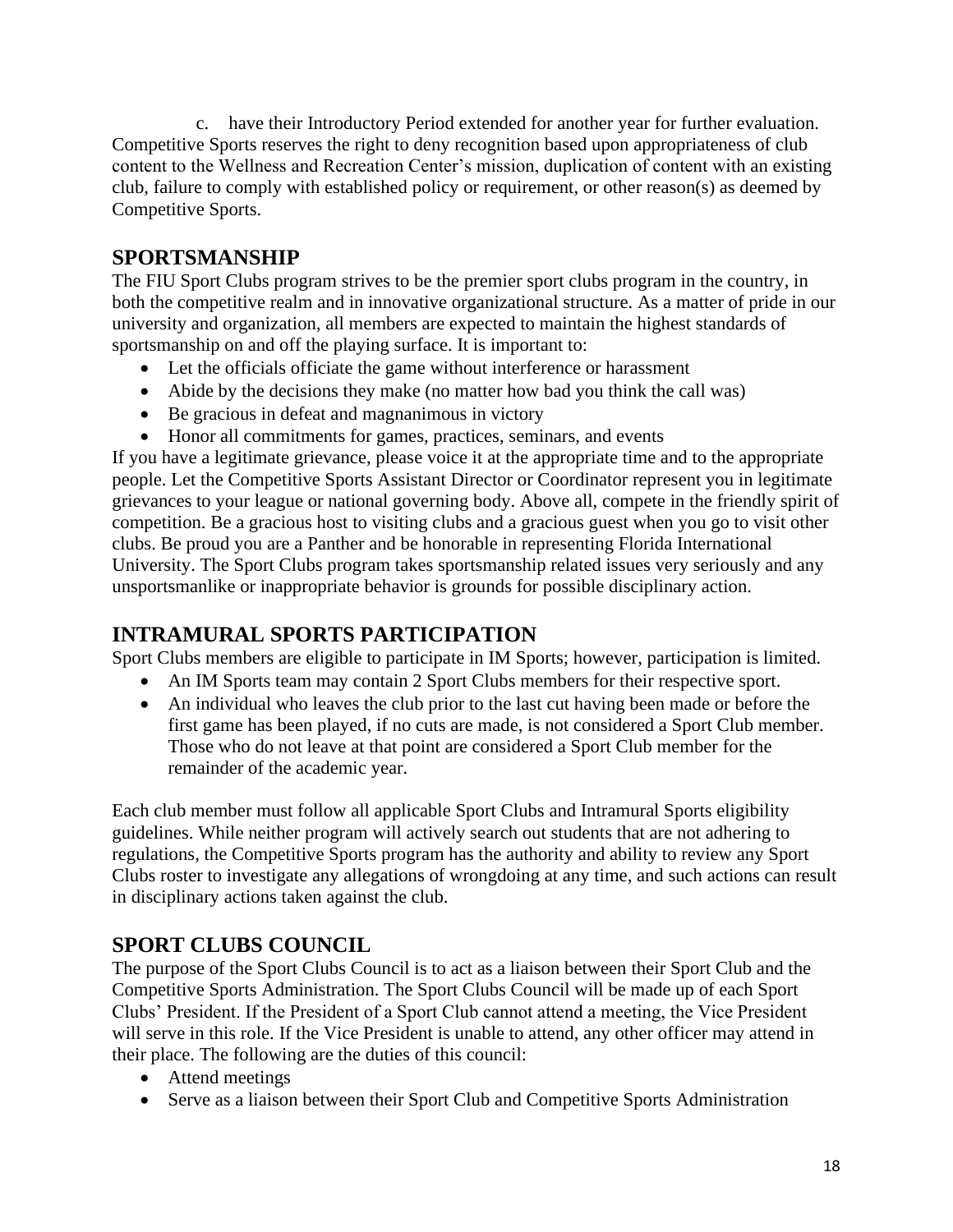c. have their Introductory Period extended for another year for further evaluation.

Competitive Sports reserves the right to deny recognition based upon appropriateness of club content to the Wellness and Recreation Center's mission, duplication of content with an existing club, failure to comply with established policy or requirement, or other reason(s) as deemed by Competitive Sports.

## SPORTSMANSHIP

The FIU Sport Clubs program strives to be the premier sport clubs program in the country, in both the competitive realm and in innovative organizational structure. As a matter of pride in our university and organization, all members are expected to maintain the highest standards of sportsmanship on and off the playing surface. It is important to:

- Let the officials officiate the game without interference or harassment
- Abide by the decisions they make (no matter how bad you think the call was)
- Be gracious in defeat and magnanimous in victory
- Honor all commitments for games, practices, seminars, and events

If you have a legitimate grievance, please voice it at the appropriate time and to the appropriate people. Let the Competitive Sports Assistant Director or Coordinator represent you in legitimate grievances to your league or national governing body. Above all, compete in the friendly spirit of competition. Be a gracious host to visiting clubs and a gracious guest when you go to visit other clubs. Be proud you are a Panther and be honorable in representing Florida International University. The Sport Clubs program takes sportsmanship related issues very seriously and any unsportsmanlike or inappropriate behavior is grounds for possible disciplinary action.

## INTRAMURAL SPORTS PARTICIPATION

Sport Clubs members are eligible to participate in IM Sports; however, participation is limited.

- An IM Sports team may contain 2 Sport Clubs members for their respective sport.
- An individual who leaves the club prior to the last cut having been made or before the first game has been played, if no cuts are made, is not considered a Sport Club member. Those who do not leave at that point are considered a Sport Club member for the remainder of the academic year.

Each club member must follow all applicable Sport Clubs and Intramural Sports eligibility guidelines. While neither program will actively search out students that are not adhering to regulations, the Competitive Sports program has the authority and ability to review any Sport Clubs roster to investigate any allegations of wrongdoing at any time, and such actions can result in disciplinary actions taken against the club.

## SPORT CLUBS COUNCIL

The purpose of the Sport Clubs Council is to act as a liaison between their Sport Club and the Competitive Sports Administration. The Sport Clubs Council will be made up of each Sport Clubs' President. If the President of a Sport Club cannot attend a meeting, the Vice President will serve in this role. If the Vice President is unable to attend, any other officer may attend in their place. The following are the duties of this council:

- Attend meetings
- Serve as a liaison between their Sport Club and Competitive Sports Administration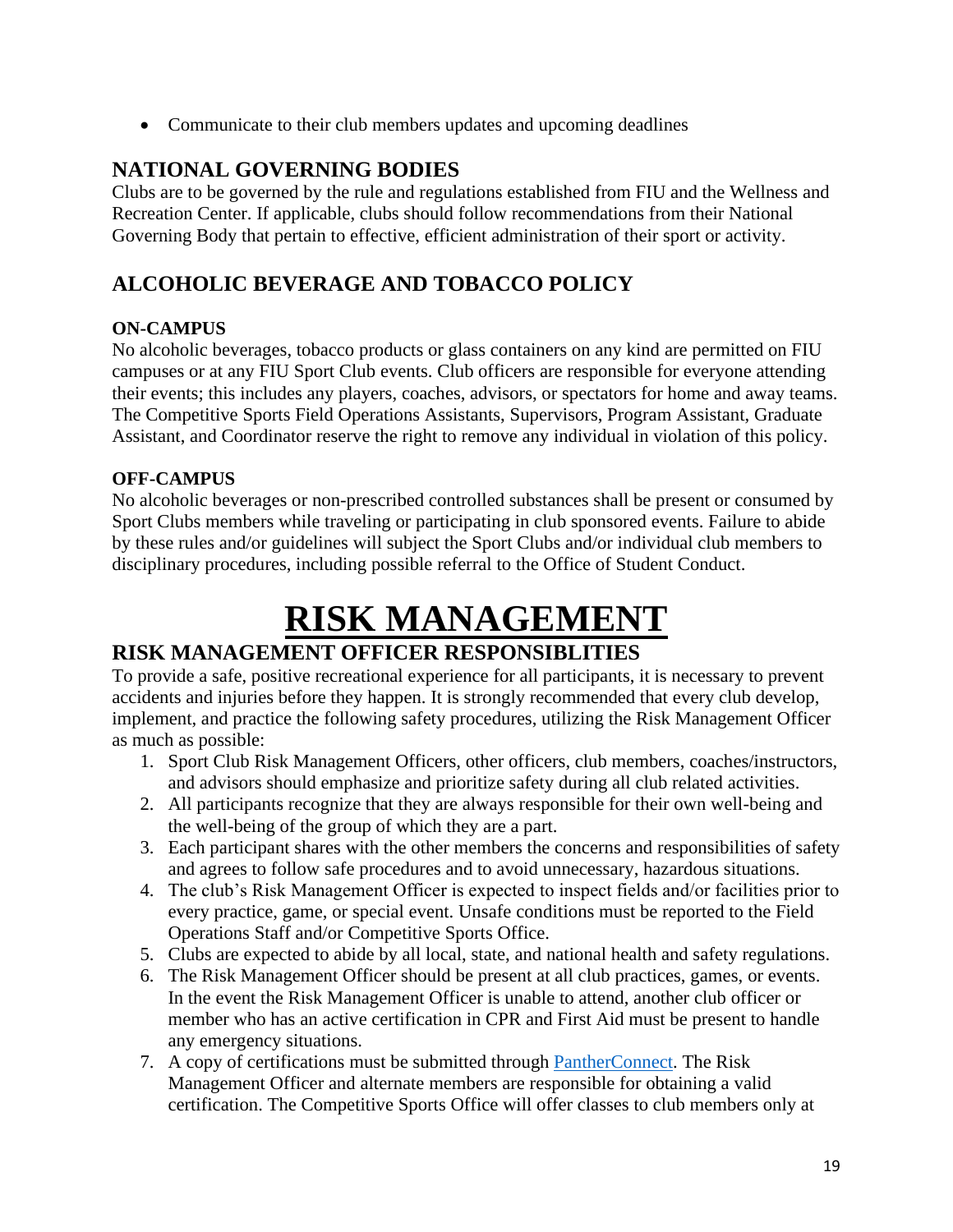- Communicate to their club members updates and upcoming deadlines

## NATIONAL GOVERNING BODIES

Clubs are to be governed by the rule and regulations established from FIU and the Wellness and Recreation Center. If applicable, clubs should follow recommendations from their National Governing Body that pertain to effective, efficient administration of their sport or activity.

## ALCOHOLIC BEVERAGE AND TOBACCO POLICY

### ON-CAMPUS

No alcoholic beverages, tobacco products or glass containers on any kind are permitted on FIU campuses or at any FIU Sport Club events. Club officers are responsible for everyone attending their events; this includes any players, coaches, advisors, or spectators for home and away teams. The Competitive Sports Field Operations Assistants, Supervisors, Program Assistant, Graduate Assistant, and Coordinator reserve the right to remove any individual in violation of this policy.

### OFF-CAMPUS

No alcoholic beverages or non-prescribed controlled substances shall be present or consumed by Sport Clubs members while traveling or participating in club sponsored events. Failure to abide by these rules and/or guidelines will subject the Sport Clubs and/or individual club members to disciplinary procedures, including possible referral to the Office of Student Conduct.

# RISK MANAGEMENT

## RISK MANAGEMENT OFFICER RESPONSIBLITIES

To provide a safe, positive recreational experience for all participants, it is necessary to prevent accidents and injuries before they happen. It is strongly recommended that every club develop, implement, and practice the following safety procedures, utilizing the Risk Management Officer as much as possible:

1. Sport Club Risk Management Officers, other officers, club members, coaches/instructors, and advisors should emphasize and prioritize safety during all club related activities.
2. All participants recognize that they are always responsible for their own well-being and the well-being of the group of which they are a part.
3. Each participant shares with the other members the concerns and responsibilities of safety and agrees to follow safe procedures and to avoid unnecessary, hazardous situations.
4. The club's Risk Management Officer is expected to inspect fields and/or facilities prior to every practice, game, or special event. Unsafe conditions must be reported to the Field Operations Staff and/or Competitive Sports Office.
5. Clubs are expected to abide by all local, state, and national health and safety regulations.
6. The Risk Management Officer should be present at all club practices, games, or events. In the event the Risk Management Officer is unable to attend, another club officer or member who has an active certification in CPR and First Aid must be present to handle any emergency situations.
7. A copy of certifications must be submitted through PantherConnect. The Risk Management Officer and alternate members are responsible for obtaining a valid certification. The Competitive Sports Office will offer classes to club members only at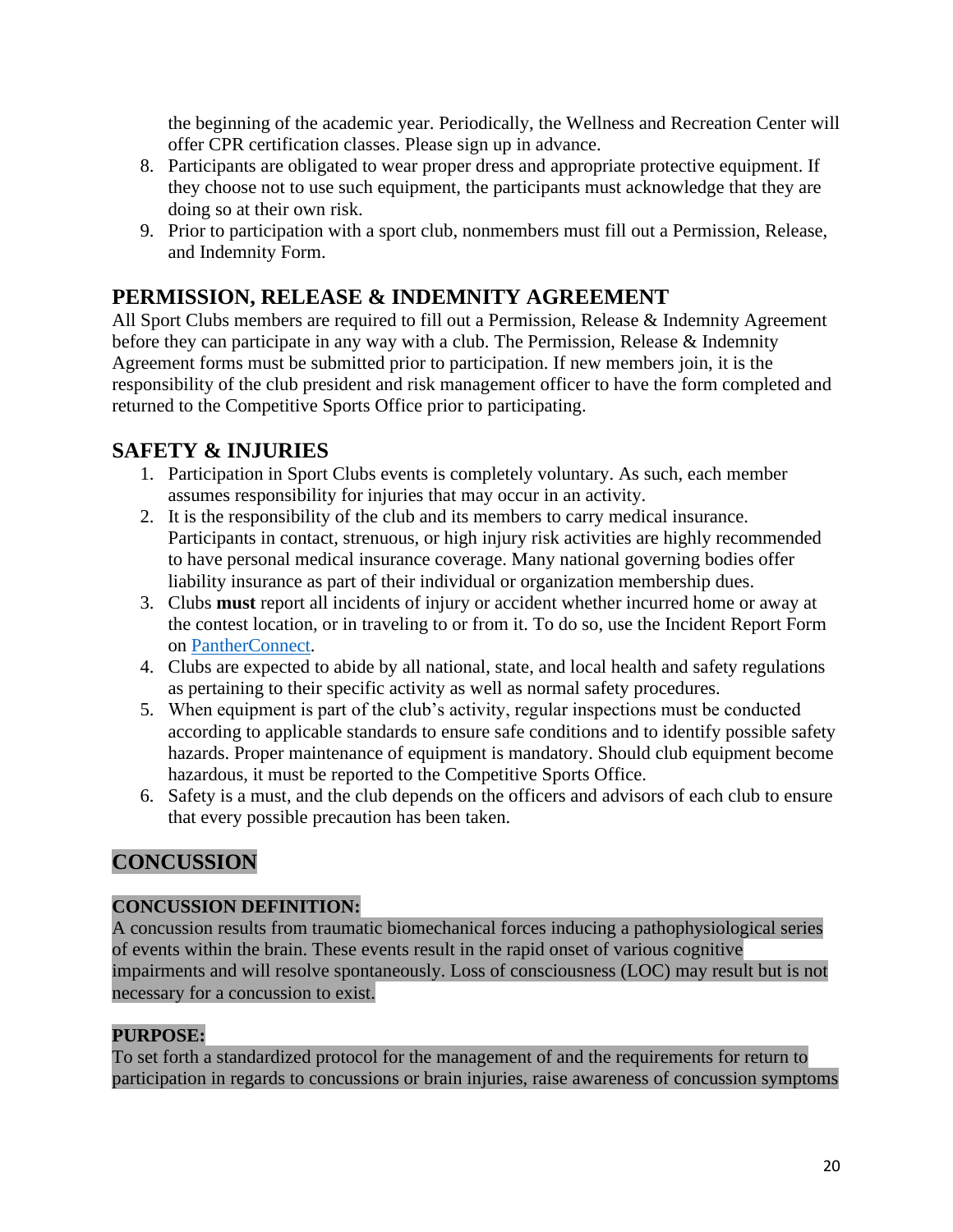the beginning of the academic year. Periodically, the Wellness and Recreation Center will offer CPR certification classes. Please sign up in advance.

8. Participants are obligated to wear proper dress and appropriate protective equipment. If they choose not to use such equipment, the participants must acknowledge that they are doing so at their own risk.
9. Prior to participation with a sport club, nonmembers must fill out a Permission, Release, and Indemnity Form.

## PERMISSION, RELEASE & INDEMNITY AGREEMENT

All Sport Clubs members are required to fill out a Permission, Release & Indemnity Agreement before they can participate in any way with a club. The Permission, Release & Indemnity Agreement forms must be submitted prior to participation. If new members join, it is the responsibility of the club president and risk management officer to have the form completed and returned to the Competitive Sports Office prior to participating.

## SAFETY & INJURIES

1. Participation in Sport Clubs events is completely voluntary. As such, each member assumes responsibility for injuries that may occur in an activity.
2. It is the responsibility of the club and its members to carry medical insurance. Participants in contact, strenuous, or high injury risk activities are highly recommended to have personal medical insurance coverage. Many national governing bodies offer liability insurance as part of their individual or organization membership dues.
3. Clubs **must** report all incidents of injury or accident whether incurred home or away at the contest location, or in traveling to or from it. To do so, use the Incident Report Form on PantherConnect.
4. Clubs are expected to abide by all national, state, and local health and safety regulations as pertaining to their specific activity as well as normal safety procedures.
5. When equipment is part of the club's activity, regular inspections must be conducted according to applicable standards to ensure safe conditions and to identify possible safety hazards. Proper maintenance of equipment is mandatory. Should club equipment become hazardous, it must be reported to the Competitive Sports Office.
6. Safety is a must, and the club depends on the officers and advisors of each club to ensure that every possible precaution has been taken.

## CONCUSSION

**CONCUSSION DEFINITION:**

A concussion results from traumatic biomechanical forces inducing a pathophysiological series of events within the brain. These events result in the rapid onset of various cognitive impairments and will resolve spontaneously. Loss of consciousness (LOC) may result but is not necessary for a concussion to exist.

**PURPOSE:**

To set forth a standardized protocol for the management of and the requirements for return to participation in regards to concussions or brain injuries, raise awareness of concussion symptoms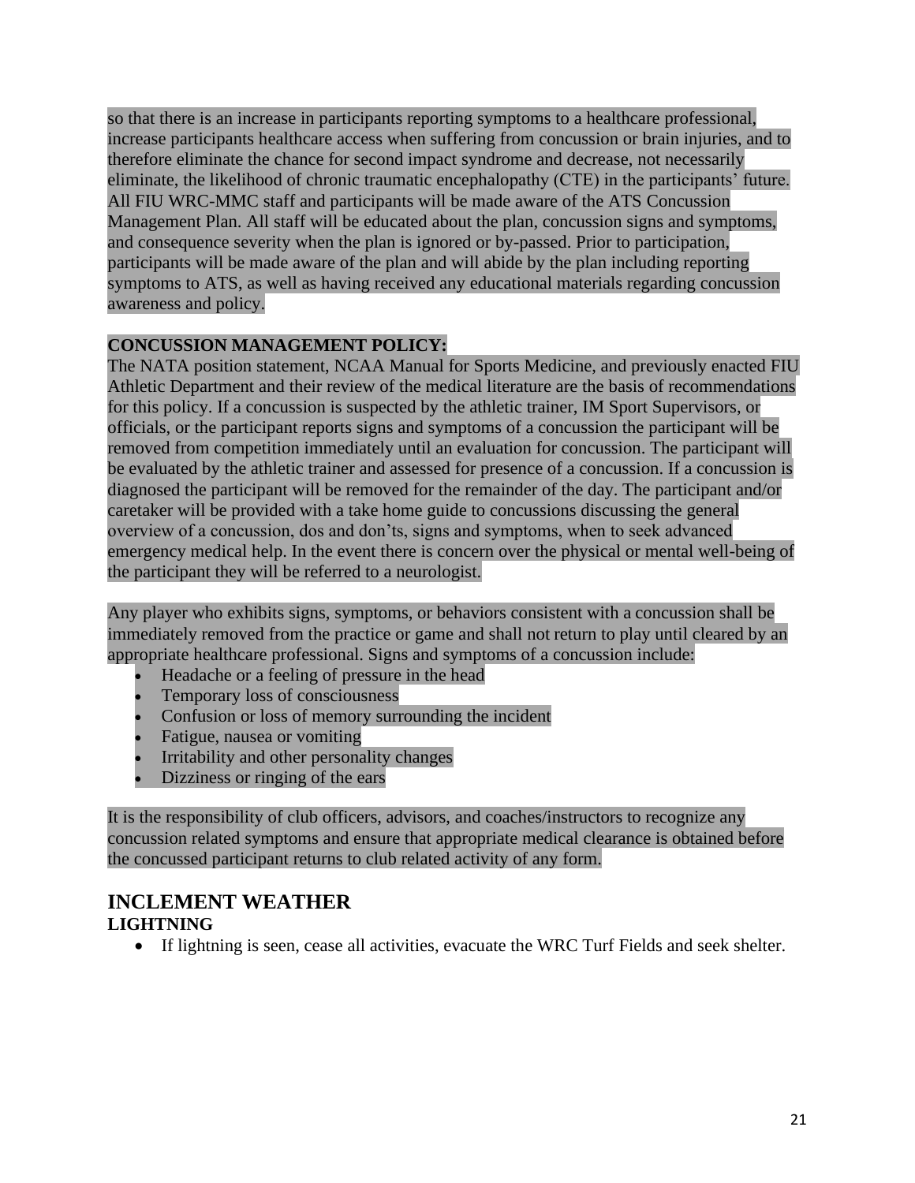so that there is an increase in participants reporting symptoms to a healthcare professional, increase participants healthcare access when suffering from concussion or brain injuries, and to therefore eliminate the chance for second impact syndrome and decrease, not necessarily eliminate, the likelihood of chronic traumatic encephalopathy (CTE) in the participants' future. All FIU WRC-MMC staff and participants will be made aware of the ATS Concussion Management Plan. All staff will be educated about the plan, concussion signs and symptoms, and consequence severity when the plan is ignored or by-passed. Prior to participation, participants will be made aware of the plan and will abide by the plan including reporting symptoms to ATS, as well as having received any educational materials regarding concussion awareness and policy.

**CONCUSSION MANAGEMENT POLICY:**

The NATA position statement, NCAA Manual for Sports Medicine, and previously enacted FIU Athletic Department and their review of the medical literature are the basis of recommendations for this policy. If a concussion is suspected by the athletic trainer, IM Sport Supervisors, or officials, or the participant reports signs and symptoms of a concussion the participant will be removed from competition immediately until an evaluation for concussion. The participant will be evaluated by the athletic trainer and assessed for presence of a concussion. If a concussion is diagnosed the participant will be removed for the remainder of the day. The participant and/or caretaker will be provided with a take home guide to concussions discussing the general overview of a concussion, dos and don'ts, signs and symptoms, when to seek advanced emergency medical help. In the event there is concern over the physical or mental well-being of the participant they will be referred to a neurologist.

Any player who exhibits signs, symptoms, or behaviors consistent with a concussion shall be immediately removed from the practice or game and shall not return to play until cleared by an appropriate healthcare professional. Signs and symptoms of a concussion include:

- Headache or a feeling of pressure in the head
- Temporary loss of consciousness
- Confusion or loss of memory surrounding the incident
- Fatigue, nausea or vomiting
- Irritability and other personality changes
- Dizziness or ringing of the ears

It is the responsibility of club officers, advisors, and coaches/instructors to recognize any concussion related symptoms and ensure that appropriate medical clearance is obtained before the concussed participant returns to club related activity of any form.

## INCLEMENT WEATHER

### LIGHTNING

- If lightning is seen, cease all activities, evacuate the WRC Turf Fields and seek shelter.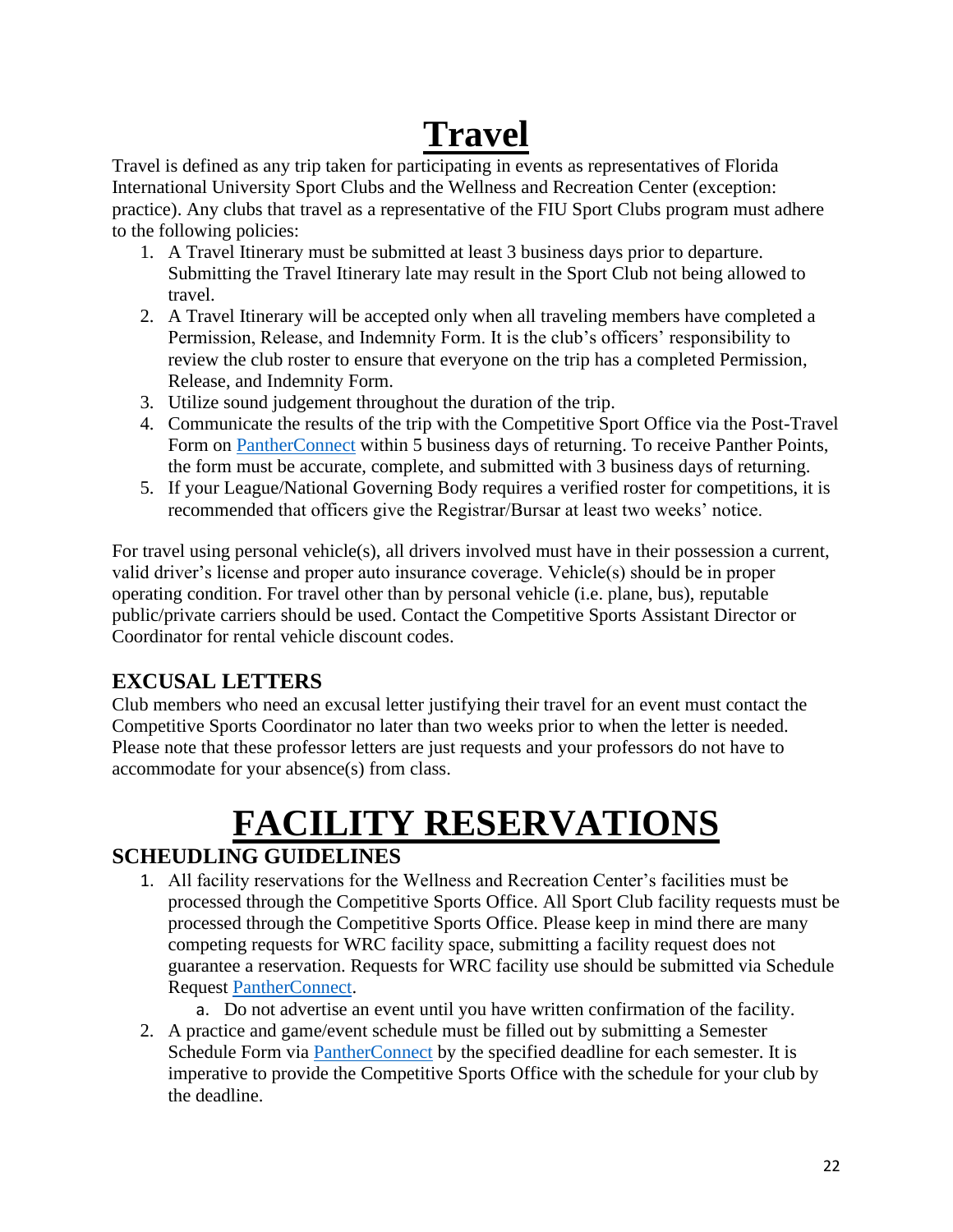# Travel

Travel is defined as any trip taken for participating in events as representatives of Florida International University Sport Clubs and the Wellness and Recreation Center (exception: practice). Any clubs that travel as a representative of the FIU Sport Clubs program must adhere to the following policies:

1. A Travel Itinerary must be submitted at least 3 business days prior to departure. Submitting the Travel Itinerary late may result in the Sport Club not being allowed to travel.
2. A Travel Itinerary will be accepted only when all traveling members have completed a Permission, Release, and Indemnity Form. It is the club's officers' responsibility to review the club roster to ensure that everyone on the trip has a completed Permission, Release, and Indemnity Form.
3. Utilize sound judgement throughout the duration of the trip.
4. Communicate the results of the trip with the Competitive Sport Office via the Post-Travel Form on PantherConnect within 5 business days of returning. To receive Panther Points, the form must be accurate, complete, and submitted with 3 business days of returning.
5. If your League/National Governing Body requires a verified roster for competitions, it is recommended that officers give the Registrar/Bursar at least two weeks' notice.

For travel using personal vehicle(s), all drivers involved must have in their possession a current, valid driver's license and proper auto insurance coverage. Vehicle(s) should be in proper operating condition. For travel other than by personal vehicle (i.e. plane, bus), reputable public/private carriers should be used. Contact the Competitive Sports Assistant Director or Coordinator for rental vehicle discount codes.

## EXCUSAL LETTERS

Club members who need an excusal letter justifying their travel for an event must contact the Competitive Sports Coordinator no later than two weeks prior to when the letter is needed. Please note that these professor letters are just requests and your professors do not have to accommodate for your absence(s) from class.

# FACILITY RESERVATIONS

## SCHEUDLING GUIDELINES

1. All facility reservations for the Wellness and Recreation Center's facilities must be processed through the Competitive Sports Office. All Sport Club facility requests must be processed through the Competitive Sports Office. Please keep in mind there are many competing requests for WRC facility space, submitting a facility request does not guarantee a reservation. Requests for WRC facility use should be submitted via Schedule Request PantherConnect.
   a. Do not advertise an event until you have written confirmation of the facility.
2. A practice and game/event schedule must be filled out by submitting a Semester Schedule Form via PantherConnect by the specified deadline for each semester. It is imperative to provide the Competitive Sports Office with the schedule for your club by the deadline.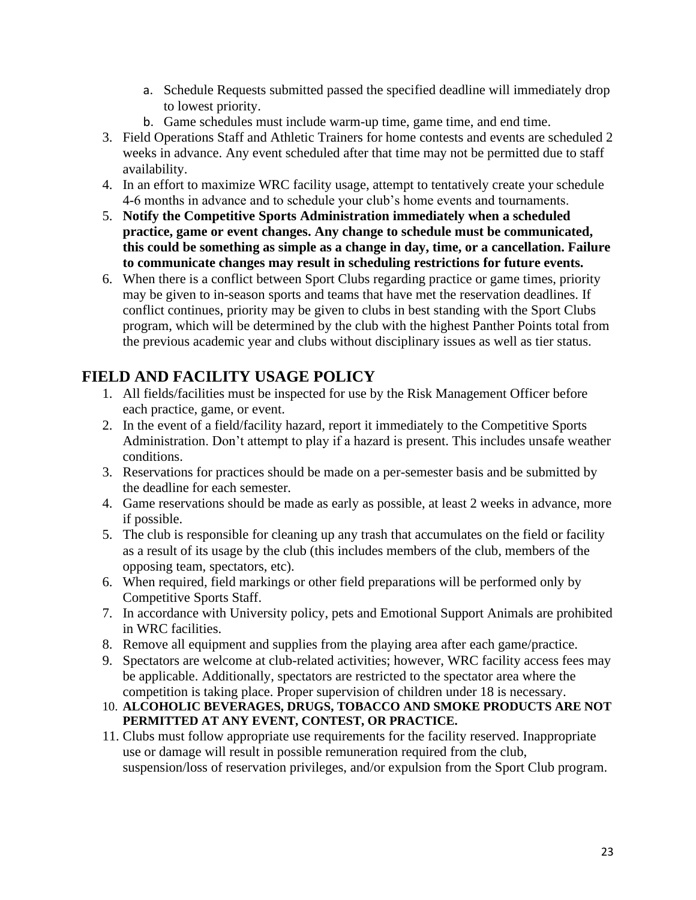a. Schedule Requests submitted passed the specified deadline will immediately drop to lowest priority.
   b. Game schedules must include warm-up time, game time, and end time.
3. Field Operations Staff and Athletic Trainers for home contests and events are scheduled 2 weeks in advance. Any event scheduled after that time may not be permitted due to staff availability.
4. In an effort to maximize WRC facility usage, attempt to tentatively create your schedule 4-6 months in advance and to schedule your club's home events and tournaments.
5. **Notify the Competitive Sports Administration immediately when a scheduled practice, game or event changes. Any change to schedule must be communicated, this could be something as simple as a change in day, time, or a cancellation. Failure to communicate changes may result in scheduling restrictions for future events.**
6. When there is a conflict between Sport Clubs regarding practice or game times, priority may be given to in-season sports and teams that have met the reservation deadlines. If conflict continues, priority may be given to clubs in best standing with the Sport Clubs program, which will be determined by the club with the highest Panther Points total from the previous academic year and clubs without disciplinary issues as well as tier status.

## FIELD AND FACILITY USAGE POLICY

1. All fields/facilities must be inspected for use by the Risk Management Officer before each practice, game, or event.
2. In the event of a field/facility hazard, report it immediately to the Competitive Sports Administration. Don't attempt to play if a hazard is present. This includes unsafe weather conditions.
3. Reservations for practices should be made on a per-semester basis and be submitted by the deadline for each semester.
4. Game reservations should be made as early as possible, at least 2 weeks in advance, more if possible.
5. The club is responsible for cleaning up any trash that accumulates on the field or facility as a result of its usage by the club (this includes members of the club, members of the opposing team, spectators, etc).
6. When required, field markings or other field preparations will be performed only by Competitive Sports Staff.
7. In accordance with University policy, pets and Emotional Support Animals are prohibited in WRC facilities.
8. Remove all equipment and supplies from the playing area after each game/practice.
9. Spectators are welcome at club-related activities; however, WRC facility access fees may be applicable. Additionally, spectators are restricted to the spectator area where the competition is taking place. Proper supervision of children under 18 is necessary.
10. **ALCOHOLIC BEVERAGES, DRUGS, TOBACCO AND SMOKE PRODUCTS ARE NOT PERMITTED AT ANY EVENT, CONTEST, OR PRACTICE.**
11. Clubs must follow appropriate use requirements for the facility reserved. Inappropriate use or damage will result in possible remuneration required from the club, suspension/loss of reservation privileges, and/or expulsion from the Sport Club program.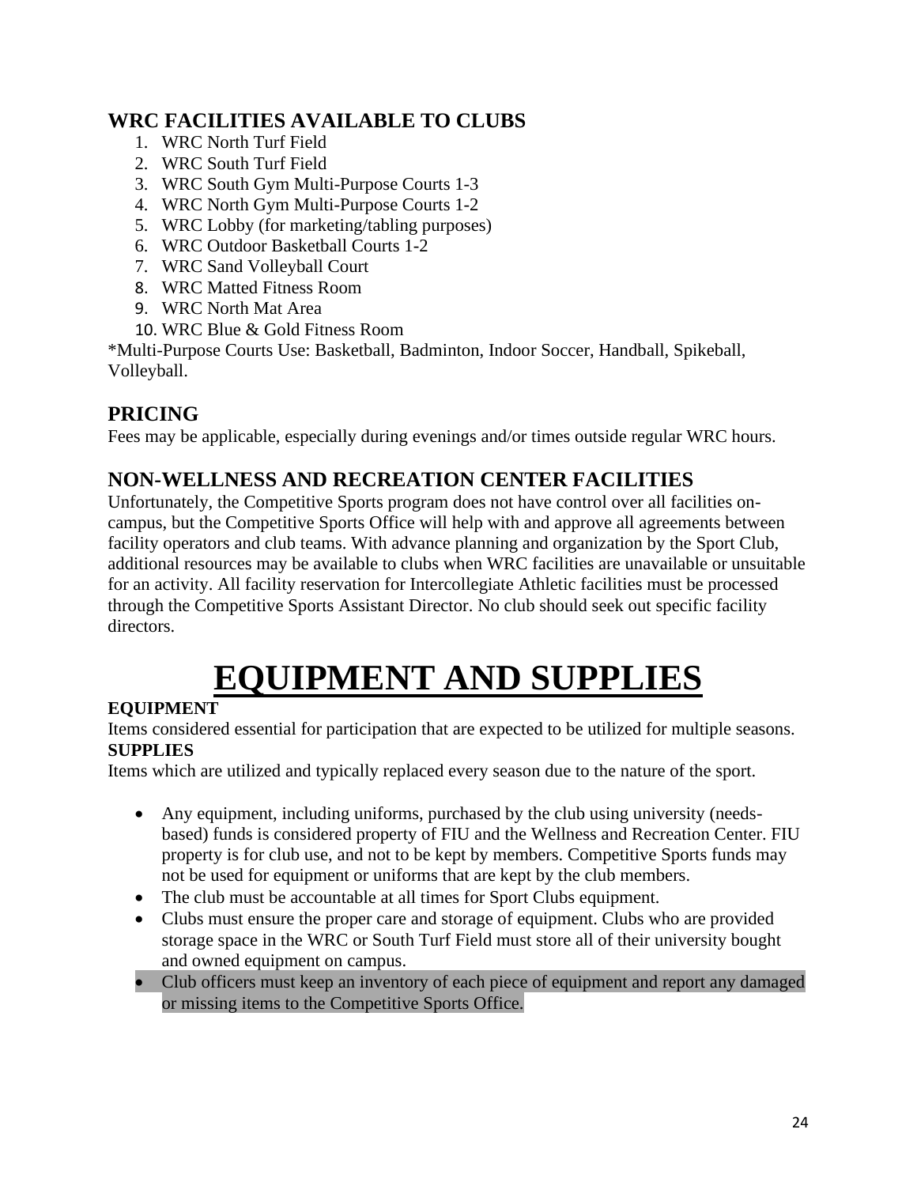## WRC FACILITIES AVAILABLE TO CLUBS

1. WRC North Turf Field
2. WRC South Turf Field
3. WRC South Gym Multi-Purpose Courts 1-3
4. WRC North Gym Multi-Purpose Courts 1-2
5. WRC Lobby (for marketing/tabling purposes)
6. WRC Outdoor Basketball Courts 1-2
7. WRC Sand Volleyball Court
8. WRC Matted Fitness Room
9. WRC North Mat Area
10. WRC Blue & Gold Fitness Room

*Multi-Purpose Courts Use: Basketball, Badminton, Indoor Soccer, Handball, Spikeball, Volleyball.

## PRICING

Fees may be applicable, especially during evenings and/or times outside regular WRC hours.

## NON-WELLNESS AND RECREATION CENTER FACILITIES

Unfortunately, the Competitive Sports program does not have control over all facilities on-campus, but the Competitive Sports Office will help with and approve all agreements between facility operators and club teams. With advance planning and organization by the Sport Club, additional resources may be available to clubs when WRC facilities are unavailable or unsuitable for an activity. All facility reservation for Intercollegiate Athletic facilities must be processed through the Competitive Sports Assistant Director. No club should seek out specific facility directors.

# EQUIPMENT AND SUPPLIES

**EQUIPMENT**

Items considered essential for participation that are expected to be utilized for multiple seasons.

**SUPPLIES**

Items which are utilized and typically replaced every season due to the nature of the sport.

- Any equipment, including uniforms, purchased by the club using university (needs-based) funds is considered property of FIU and the Wellness and Recreation Center. FIU property is for club use, and not to be kept by members. Competitive Sports funds may not be used for equipment or uniforms that are kept by the club members.
- The club must be accountable at all times for Sport Clubs equipment.
- Clubs must ensure the proper care and storage of equipment. Clubs who are provided storage space in the WRC or South Turf Field must store all of their university bought and owned equipment on campus.
- Club officers must keep an inventory of each piece of equipment and report any damaged or missing items to the Competitive Sports Office.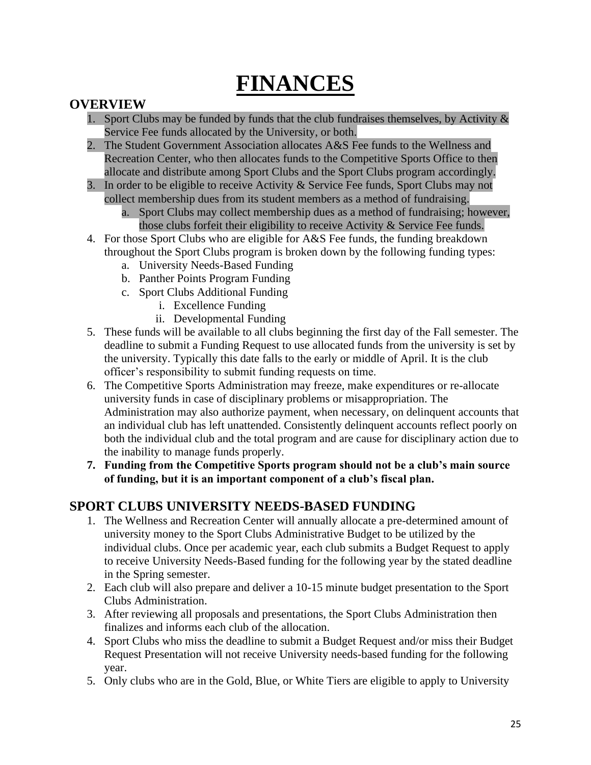# FINANCES

## OVERVIEW

1. Sport Clubs may be funded by funds that the club fundraises themselves, by Activity & Service Fee funds allocated by the University, or both.
2. The Student Government Association allocates A&S Fee funds to the Wellness and Recreation Center, who then allocates funds to the Competitive Sports Office to then allocate and distribute among Sport Clubs and the Sport Clubs program accordingly.
3. In order to be eligible to receive Activity & Service Fee funds, Sport Clubs may not collect membership dues from its student members as a method of fundraising.
   a. Sport Clubs may collect membership dues as a method of fundraising; however, those clubs forfeit their eligibility to receive Activity & Service Fee funds.
4. For those Sport Clubs who are eligible for A&S Fee funds, the funding breakdown throughout the Sport Clubs program is broken down by the following funding types:
   a. University Needs-Based Funding
   b. Panther Points Program Funding
   c. Sport Clubs Additional Funding
      i. Excellence Funding
      ii. Developmental Funding
5. These funds will be available to all clubs beginning the first day of the Fall semester. The deadline to submit a Funding Request to use allocated funds from the university is set by the university. Typically this date falls to the early or middle of April. It is the club officer's responsibility to submit funding requests on time.
6. The Competitive Sports Administration may freeze, make expenditures or re-allocate university funds in case of disciplinary problems or misappropriation. The Administration may also authorize payment, when necessary, on delinquent accounts that an individual club has left unattended. Consistently delinquent accounts reflect poorly on both the individual club and the total program and are cause for disciplinary action due to the inability to manage funds properly.
7. **Funding from the Competitive Sports program should not be a club's main source of funding, but it is an important component of a club's fiscal plan.**

## SPORT CLUBS UNIVERSITY NEEDS-BASED FUNDING

1. The Wellness and Recreation Center will annually allocate a pre-determined amount of university money to the Sport Clubs Administrative Budget to be utilized by the individual clubs. Once per academic year, each club submits a Budget Request to apply to receive University Needs-Based funding for the following year by the stated deadline in the Spring semester.
2. Each club will also prepare and deliver a 10-15 minute budget presentation to the Sport Clubs Administration.
3. After reviewing all proposals and presentations, the Sport Clubs Administration then finalizes and informs each club of the allocation.
4. Sport Clubs who miss the deadline to submit a Budget Request and/or miss their Budget Request Presentation will not receive University needs-based funding for the following year.
5. Only clubs who are in the Gold, Blue, or White Tiers are eligible to apply to University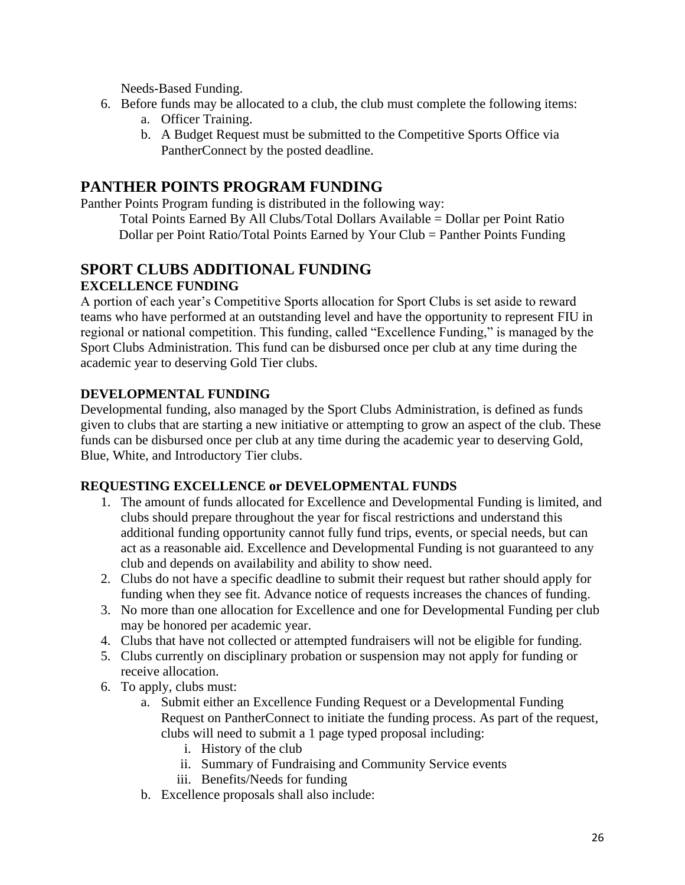Needs-Based Funding.

6. Before funds may be allocated to a club, the club must complete the following items:
    a. Officer Training.
    b. A Budget Request must be submitted to the Competitive Sports Office via PantherConnect by the posted deadline.

## PANTHER POINTS PROGRAM FUNDING

Panther Points Program funding is distributed in the following way:

Total Points Earned By All Clubs/Total Dollars Available = Dollar per Point Ratio
Dollar per Point Ratio/Total Points Earned by Your Club = Panther Points Funding

## SPORT CLUBS ADDITIONAL FUNDING

### EXCELLENCE FUNDING

A portion of each year's Competitive Sports allocation for Sport Clubs is set aside to reward teams who have performed at an outstanding level and have the opportunity to represent FIU in regional or national competition. This funding, called "Excellence Funding," is managed by the Sport Clubs Administration. This fund can be disbursed once per club at any time during the academic year to deserving Gold Tier clubs.

### DEVELOPMENTAL FUNDING

Developmental funding, also managed by the Sport Clubs Administration, is defined as funds given to clubs that are starting a new initiative or attempting to grow an aspect of the club. These funds can be disbursed once per club at any time during the academic year to deserving Gold, Blue, White, and Introductory Tier clubs.

### REQUESTING EXCELLENCE or DEVELOPMENTAL FUNDS

1. The amount of funds allocated for Excellence and Developmental Funding is limited, and clubs should prepare throughout the year for fiscal restrictions and understand this additional funding opportunity cannot fully fund trips, events, or special needs, but can act as a reasonable aid. Excellence and Developmental Funding is not guaranteed to any club and depends on availability and ability to show need.
2. Clubs do not have a specific deadline to submit their request but rather should apply for funding when they see fit. Advance notice of requests increases the chances of funding.
3. No more than one allocation for Excellence and one for Developmental Funding per club may be honored per academic year.
4. Clubs that have not collected or attempted fundraisers will not be eligible for funding.
5. Clubs currently on disciplinary probation or suspension may not apply for funding or receive allocation.
6. To apply, clubs must:
    a. Submit either an Excellence Funding Request or a Developmental Funding Request on PantherConnect to initiate the funding process. As part of the request, clubs will need to submit a 1 page typed proposal including:
        i. History of the club
        ii. Summary of Fundraising and Community Service events
        iii. Benefits/Needs for funding
    b. Excellence proposals shall also include: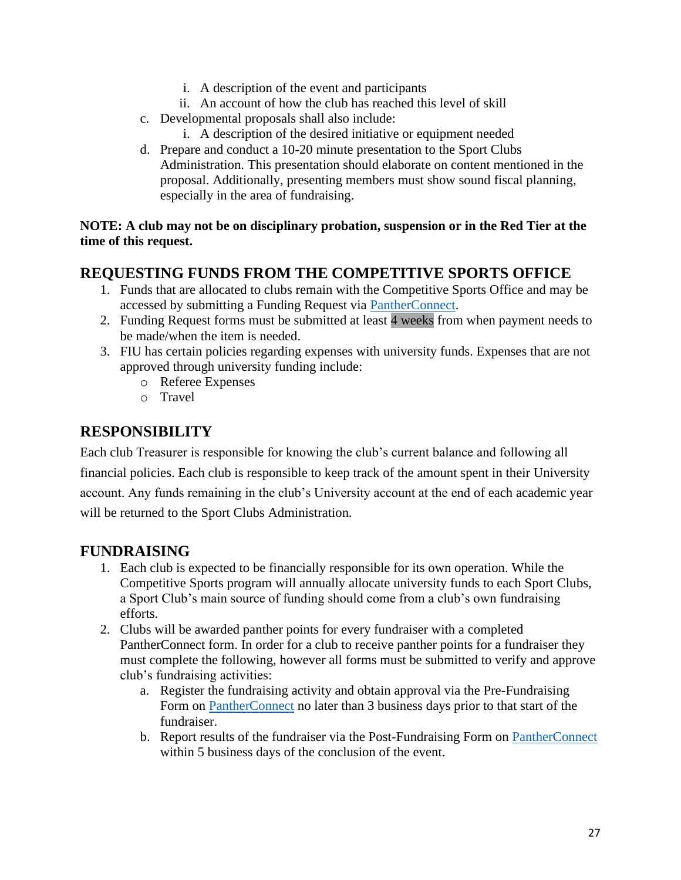i. A description of the event and participants
   ii. An account of how the club has reached this level of skill

c. Developmental proposals shall also include:
   i. A description of the desired initiative or equipment needed

d. Prepare and conduct a 10-20 minute presentation to the Sport Clubs Administration. This presentation should elaborate on content mentioned in the proposal. Additionally, presenting members must show sound fiscal planning, especially in the area of fundraising.

**NOTE: A club may not be on disciplinary probation, suspension or in the Red Tier at the time of this request.**

## REQUESTING FUNDS FROM THE COMPETITIVE SPORTS OFFICE

1. Funds that are allocated to clubs remain with the Competitive Sports Office and may be accessed by submitting a Funding Request via PantherConnect.
2. Funding Request forms must be submitted at least 4 weeks from when payment needs to be made/when the item is needed.
3. FIU has certain policies regarding expenses with university funds. Expenses that are not approved through university funding include:
   - Referee Expenses
   - Travel

## RESPONSIBILITY

Each club Treasurer is responsible for knowing the club's current balance and following all financial policies. Each club is responsible to keep track of the amount spent in their University account. Any funds remaining in the club's University account at the end of each academic year will be returned to the Sport Clubs Administration.

## FUNDRAISING

1. Each club is expected to be financially responsible for its own operation. While the Competitive Sports program will annually allocate university funds to each Sport Clubs, a Sport Club's main source of funding should come from a club's own fundraising efforts.
2. Clubs will be awarded panther points for every fundraiser with a completed PantherConnect form. In order for a club to receive panther points for a fundraiser they must complete the following, however all forms must be submitted to verify and approve club's fundraising activities:
   a. Register the fundraising activity and obtain approval via the Pre-Fundraising Form on PantherConnect no later than 3 business days prior to that start of the fundraiser.
   b. Report results of the fundraiser via the Post-Fundraising Form on PantherConnect within 5 business days of the conclusion of the event.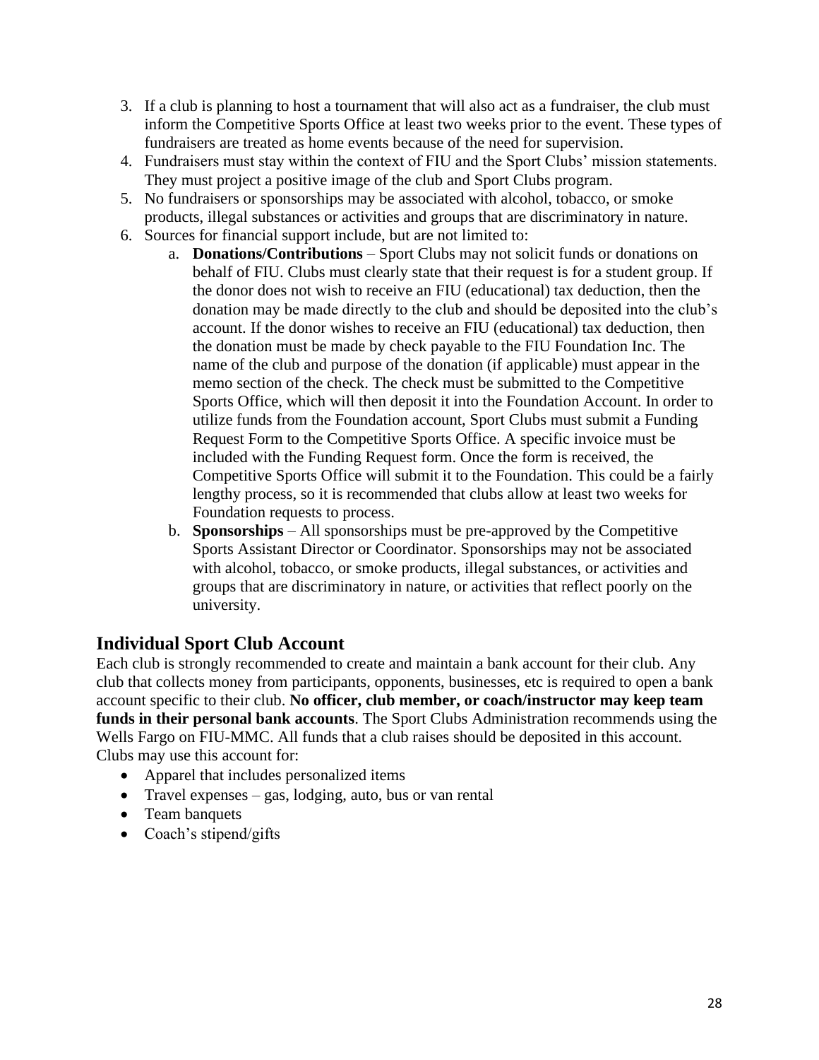3. If a club is planning to host a tournament that will also act as a fundraiser, the club must inform the Competitive Sports Office at least two weeks prior to the event. These types of fundraisers are treated as home events because of the need for supervision.
4. Fundraisers must stay within the context of FIU and the Sport Clubs' mission statements. They must project a positive image of the club and Sport Clubs program.
5. No fundraisers or sponsorships may be associated with alcohol, tobacco, or smoke products, illegal substances or activities and groups that are discriminatory in nature.
6. Sources for financial support include, but are not limited to:
   a. **Donations/Contributions** – Sport Clubs may not solicit funds or donations on behalf of FIU. Clubs must clearly state that their request is for a student group. If the donor does not wish to receive an FIU (educational) tax deduction, then the donation may be made directly to the club and should be deposited into the club's account. If the donor wishes to receive an FIU (educational) tax deduction, then the donation must be made by check payable to the FIU Foundation Inc. The name of the club and purpose of the donation (if applicable) must appear in the memo section of the check. The check must be submitted to the Competitive Sports Office, which will then deposit it into the Foundation Account. In order to utilize funds from the Foundation account, Sport Clubs must submit a Funding Request Form to the Competitive Sports Office. A specific invoice must be included with the Funding Request form. Once the form is received, the Competitive Sports Office will submit it to the Foundation. This could be a fairly lengthy process, so it is recommended that clubs allow at least two weeks for Foundation requests to process.
   b. **Sponsorships** – All sponsorships must be pre-approved by the Competitive Sports Assistant Director or Coordinator. Sponsorships may not be associated with alcohol, tobacco, or smoke products, illegal substances, or activities and groups that are discriminatory in nature, or activities that reflect poorly on the university.

## Individual Sport Club Account

Each club is strongly recommended to create and maintain a bank account for their club. Any club that collects money from participants, opponents, businesses, etc is required to open a bank account specific to their club. **No officer, club member, or coach/instructor may keep team funds in their personal bank accounts**. The Sport Clubs Administration recommends using the Wells Fargo on FIU-MMC. All funds that a club raises should be deposited in this account. Clubs may use this account for:

- Apparel that includes personalized items
- Travel expenses – gas, lodging, auto, bus or van rental
- Team banquets
- Coach's stipend/gifts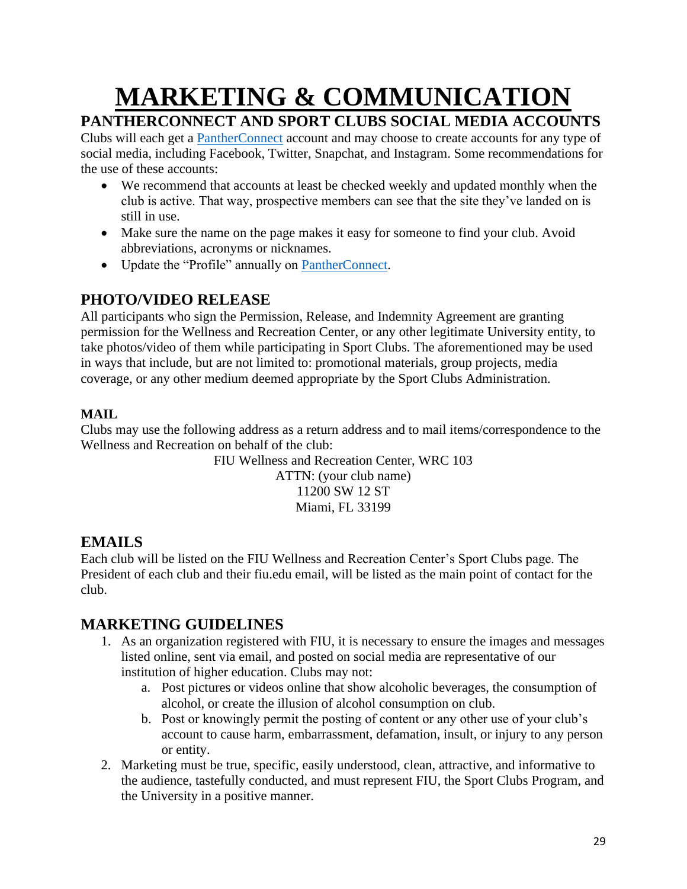# MARKETING & COMMUNICATION

## PANTHERCONNECT AND SPORT CLUBS SOCIAL MEDIA ACCOUNTS

Clubs will each get a PantherConnect account and may choose to create accounts for any type of social media, including Facebook, Twitter, Snapchat, and Instagram. Some recommendations for the use of these accounts:

- We recommend that accounts at least be checked weekly and updated monthly when the club is active. That way, prospective members can see that the site they've landed on is still in use.
- Make sure the name on the page makes it easy for someone to find your club. Avoid abbreviations, acronyms or nicknames.
- Update the "Profile" annually on PantherConnect.

## PHOTO/VIDEO RELEASE

All participants who sign the Permission, Release, and Indemnity Agreement are granting permission for the Wellness and Recreation Center, or any other legitimate University entity, to take photos/video of them while participating in Sport Clubs. The aforementioned may be used in ways that include, but are not limited to: promotional materials, group projects, media coverage, or any other medium deemed appropriate by the Sport Clubs Administration.

### MAIL

Clubs may use the following address as a return address and to mail items/correspondence to the Wellness and Recreation on behalf of the club:

FIU Wellness and Recreation Center, WRC 103
ATTN: (your club name)
11200 SW 12 ST
Miami, FL 33199

## EMAILS

Each club will be listed on the FIU Wellness and Recreation Center's Sport Clubs page. The President of each club and their fiu.edu email, will be listed as the main point of contact for the club.

## MARKETING GUIDELINES

1. As an organization registered with FIU, it is necessary to ensure the images and messages listed online, sent via email, and posted on social media are representative of our institution of higher education. Clubs may not:
   a. Post pictures or videos online that show alcoholic beverages, the consumption of alcohol, or create the illusion of alcohol consumption on club.
   b. Post or knowingly permit the posting of content or any other use of your club's account to cause harm, embarrassment, defamation, insult, or injury to any person or entity.
2. Marketing must be true, specific, easily understood, clean, attractive, and informative to the audience, tastefully conducted, and must represent FIU, the Sport Clubs Program, and the University in a positive manner.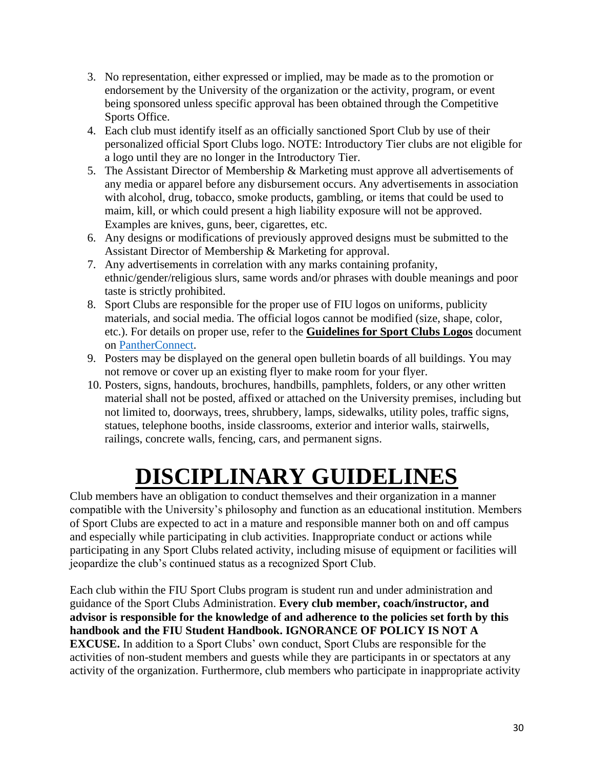3. No representation, either expressed or implied, may be made as to the promotion or endorsement by the University of the organization or the activity, program, or event being sponsored unless specific approval has been obtained through the Competitive Sports Office.
4. Each club must identify itself as an officially sanctioned Sport Club by use of their personalized official Sport Clubs logo. NOTE: Introductory Tier clubs are not eligible for a logo until they are no longer in the Introductory Tier.
5. The Assistant Director of Membership & Marketing must approve all advertisements of any media or apparel before any disbursement occurs. Any advertisements in association with alcohol, drug, tobacco, smoke products, gambling, or items that could be used to maim, kill, or which could present a high liability exposure will not be approved. Examples are knives, guns, beer, cigarettes, etc.
6. Any designs or modifications of previously approved designs must be submitted to the Assistant Director of Membership & Marketing for approval.
7. Any advertisements in correlation with any marks containing profanity, ethnic/gender/religious slurs, same words and/or phrases with double meanings and poor taste is strictly prohibited.
8. Sport Clubs are responsible for the proper use of FIU logos on uniforms, publicity materials, and social media. The official logos cannot be modified (size, shape, color, etc.). For details on proper use, refer to the **Guidelines for Sport Clubs Logos** document on PantherConnect.
9. Posters may be displayed on the general open bulletin boards of all buildings. You may not remove or cover up an existing flyer to make room for your flyer.
10. Posters, signs, handouts, brochures, handbills, pamphlets, folders, or any other written material shall not be posted, affixed or attached on the University premises, including but not limited to, doorways, trees, shrubbery, lamps, sidewalks, utility poles, traffic signs, statues, telephone booths, inside classrooms, exterior and interior walls, stairwells, railings, concrete walls, fencing, cars, and permanent signs.

# DISCIPLINARY GUIDELINES

Club members have an obligation to conduct themselves and their organization in a manner compatible with the University's philosophy and function as an educational institution. Members of Sport Clubs are expected to act in a mature and responsible manner both on and off campus and especially while participating in club activities. Inappropriate conduct or actions while participating in any Sport Clubs related activity, including misuse of equipment or facilities will jeopardize the club's continued status as a recognized Sport Club.

Each club within the FIU Sport Clubs program is student run and under administration and guidance of the Sport Clubs Administration. **Every club member, coach/instructor, and advisor is responsible for the knowledge of and adherence to the policies set forth by this handbook and the FIU Student Handbook. IGNORANCE OF POLICY IS NOT A EXCUSE.** In addition to a Sport Clubs' own conduct, Sport Clubs are responsible for the activities of non-student members and guests while they are participants in or spectators at any activity of the organization. Furthermore, club members who participate in inappropriate activity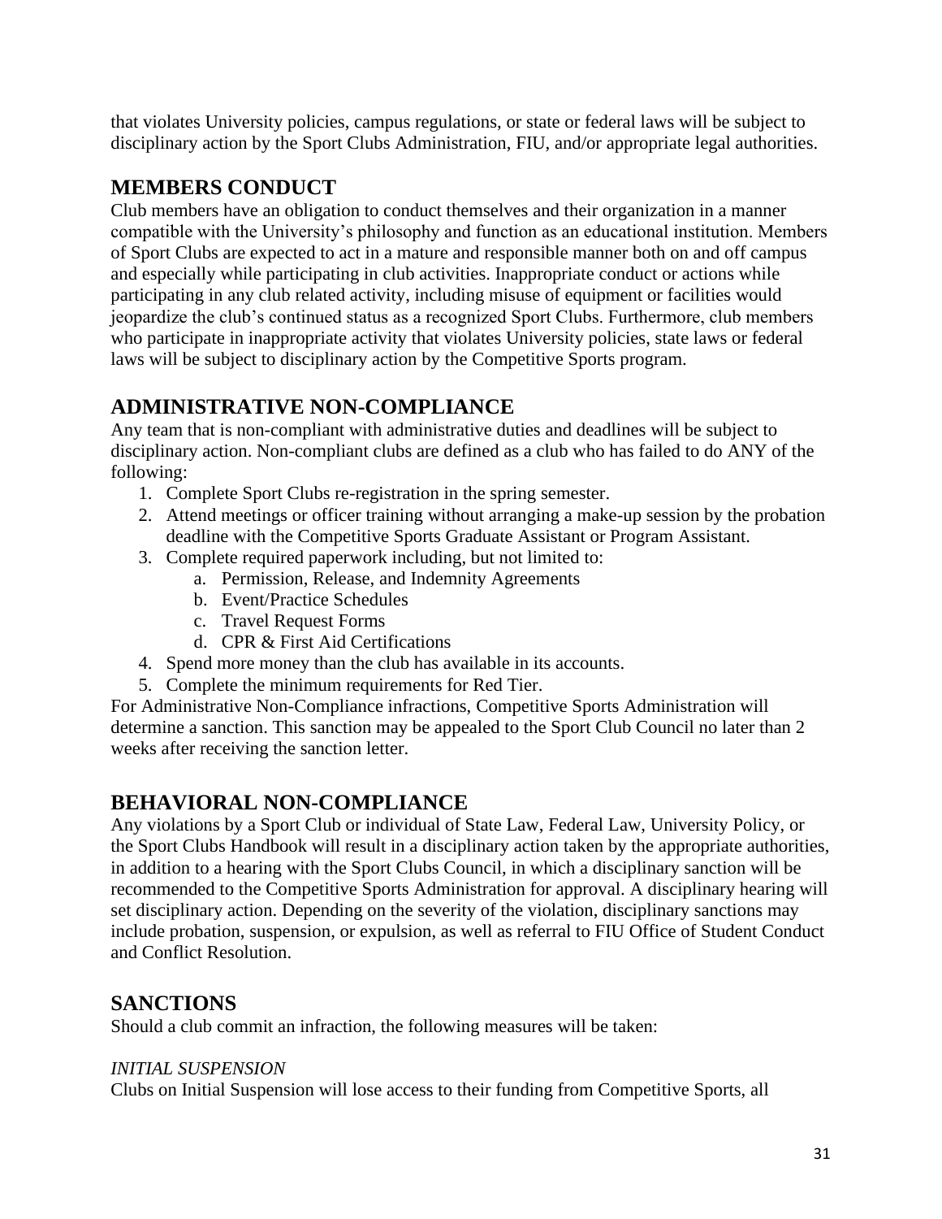that violates University policies, campus regulations, or state or federal laws will be subject to disciplinary action by the Sport Clubs Administration, FIU, and/or appropriate legal authorities.

## MEMBERS CONDUCT

Club members have an obligation to conduct themselves and their organization in a manner compatible with the University's philosophy and function as an educational institution. Members of Sport Clubs are expected to act in a mature and responsible manner both on and off campus and especially while participating in club activities. Inappropriate conduct or actions while participating in any club related activity, including misuse of equipment or facilities would jeopardize the club's continued status as a recognized Sport Clubs. Furthermore, club members who participate in inappropriate activity that violates University policies, state laws or federal laws will be subject to disciplinary action by the Competitive Sports program.

## ADMINISTRATIVE NON-COMPLIANCE

Any team that is non-compliant with administrative duties and deadlines will be subject to disciplinary action. Non-compliant clubs are defined as a club who has failed to do ANY of the following:

1. Complete Sport Clubs re-registration in the spring semester.
2. Attend meetings or officer training without arranging a make-up session by the probation deadline with the Competitive Sports Graduate Assistant or Program Assistant.
3. Complete required paperwork including, but not limited to:
   a. Permission, Release, and Indemnity Agreements
   b. Event/Practice Schedules
   c. Travel Request Forms
   d. CPR & First Aid Certifications
4. Spend more money than the club has available in its accounts.
5. Complete the minimum requirements for Red Tier.

For Administrative Non-Compliance infractions, Competitive Sports Administration will determine a sanction. This sanction may be appealed to the Sport Club Council no later than 2 weeks after receiving the sanction letter.

## BEHAVIORAL NON-COMPLIANCE

Any violations by a Sport Club or individual of State Law, Federal Law, University Policy, or the Sport Clubs Handbook will result in a disciplinary action taken by the appropriate authorities, in addition to a hearing with the Sport Clubs Council, in which a disciplinary sanction will be recommended to the Competitive Sports Administration for approval. A disciplinary hearing will set disciplinary action. Depending on the severity of the violation, disciplinary sanctions may include probation, suspension, or expulsion, as well as referral to FIU Office of Student Conduct and Conflict Resolution.

## SANCTIONS

Should a club commit an infraction, the following measures will be taken:

*INITIAL SUSPENSION*

Clubs on Initial Suspension will lose access to their funding from Competitive Sports, all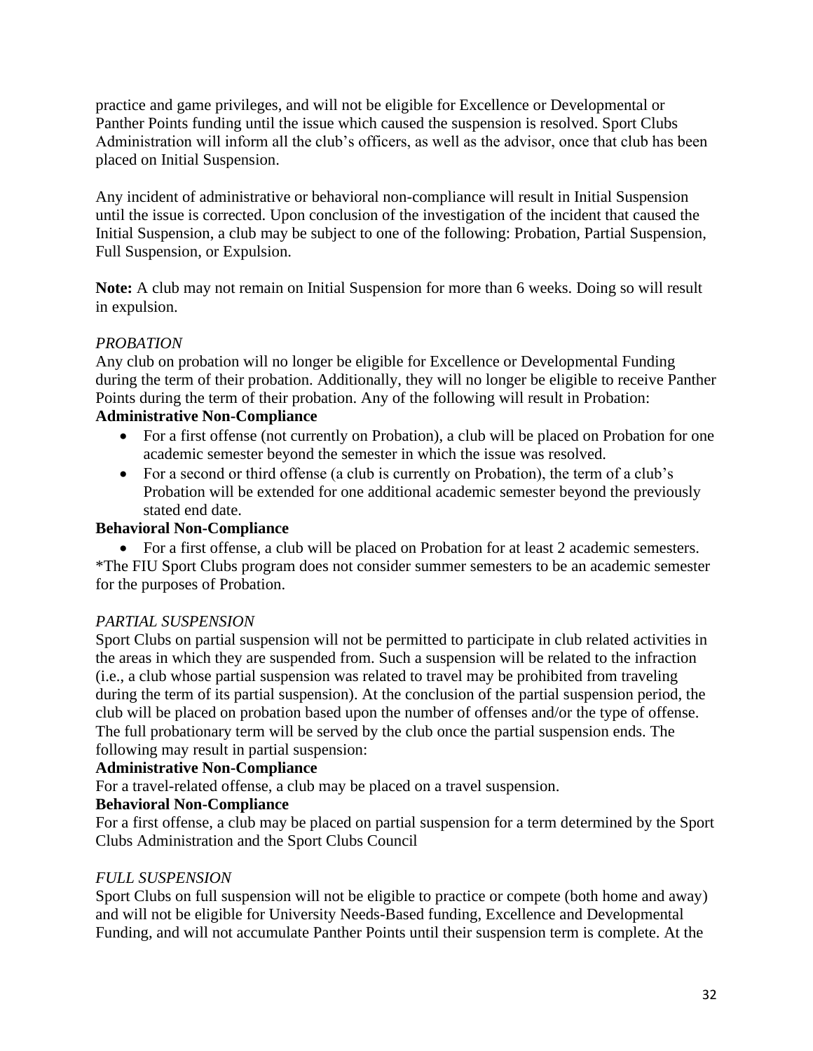practice and game privileges, and will not be eligible for Excellence or Developmental or Panther Points funding until the issue which caused the suspension is resolved. Sport Clubs Administration will inform all the club's officers, as well as the advisor, once that club has been placed on Initial Suspension.

Any incident of administrative or behavioral non-compliance will result in Initial Suspension until the issue is corrected. Upon conclusion of the investigation of the incident that caused the Initial Suspension, a club may be subject to one of the following: Probation, Partial Suspension, Full Suspension, or Expulsion.

**Note:** A club may not remain on Initial Suspension for more than 6 weeks. Doing so will result in expulsion.

*PROBATION*

Any club on probation will no longer be eligible for Excellence or Developmental Funding during the term of their probation. Additionally, they will no longer be eligible to receive Panther Points during the term of their probation. Any of the following will result in Probation:

**Administrative Non-Compliance**

- For a first offense (not currently on Probation), a club will be placed on Probation for one academic semester beyond the semester in which the issue was resolved.
- For a second or third offense (a club is currently on Probation), the term of a club's Probation will be extended for one additional academic semester beyond the previously stated end date.

**Behavioral Non-Compliance**

- For a first offense, a club will be placed on Probation for at least 2 academic semesters.

*The FIU Sport Clubs program does not consider summer semesters to be an academic semester for the purposes of Probation.

*PARTIAL SUSPENSION*

Sport Clubs on partial suspension will not be permitted to participate in club related activities in the areas in which they are suspended from. Such a suspension will be related to the infraction (i.e., a club whose partial suspension was related to travel may be prohibited from traveling during the term of its partial suspension). At the conclusion of the partial suspension period, the club will be placed on probation based upon the number of offenses and/or the type of offense. The full probationary term will be served by the club once the partial suspension ends. The following may result in partial suspension:

**Administrative Non-Compliance**

For a travel-related offense, a club may be placed on a travel suspension.

**Behavioral Non-Compliance**

For a first offense, a club may be placed on partial suspension for a term determined by the Sport Clubs Administration and the Sport Clubs Council

*FULL SUSPENSION*

Sport Clubs on full suspension will not be eligible to practice or compete (both home and away) and will not be eligible for University Needs-Based funding, Excellence and Developmental Funding, and will not accumulate Panther Points until their suspension term is complete. At the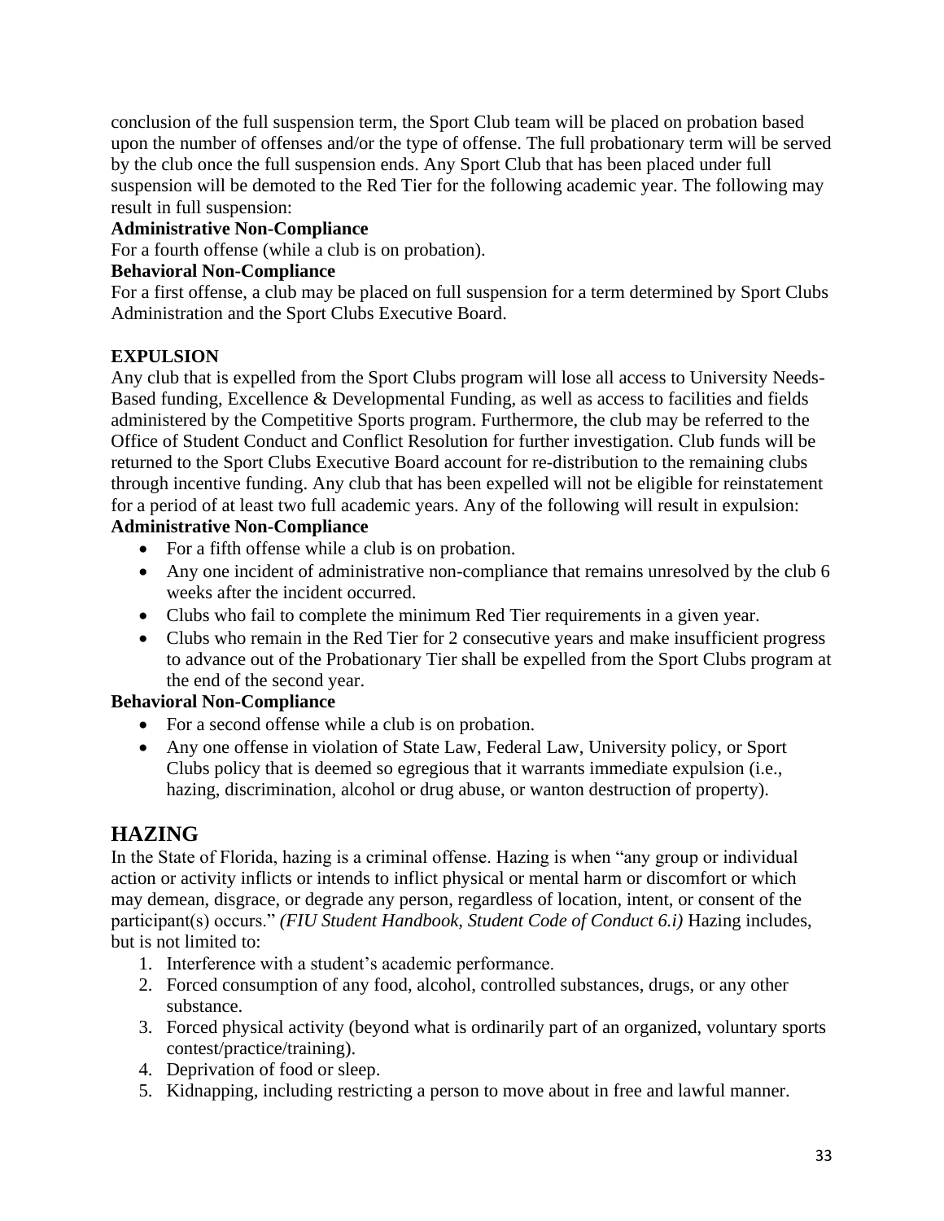conclusion of the full suspension term, the Sport Club team will be placed on probation based upon the number of offenses and/or the type of offense. The full probationary term will be served by the club once the full suspension ends. Any Sport Club that has been placed under full suspension will be demoted to the Red Tier for the following academic year. The following may result in full suspension:

**Administrative Non-Compliance**

For a fourth offense (while a club is on probation).

**Behavioral Non-Compliance**

For a first offense, a club may be placed on full suspension for a term determined by Sport Clubs Administration and the Sport Clubs Executive Board.

### EXPULSION

Any club that is expelled from the Sport Clubs program will lose all access to University Needs-Based funding, Excellence & Developmental Funding, as well as access to facilities and fields administered by the Competitive Sports program. Furthermore, the club may be referred to the Office of Student Conduct and Conflict Resolution for further investigation. Club funds will be returned to the Sport Clubs Executive Board account for re-distribution to the remaining clubs through incentive funding. Any club that has been expelled will not be eligible for reinstatement for a period of at least two full academic years. Any of the following will result in expulsion:

**Administrative Non-Compliance**

- For a fifth offense while a club is on probation.
- Any one incident of administrative non-compliance that remains unresolved by the club 6 weeks after the incident occurred.
- Clubs who fail to complete the minimum Red Tier requirements in a given year.
- Clubs who remain in the Red Tier for 2 consecutive years and make insufficient progress to advance out of the Probationary Tier shall be expelled from the Sport Clubs program at the end of the second year.

**Behavioral Non-Compliance**

- For a second offense while a club is on probation.
- Any one offense in violation of State Law, Federal Law, University policy, or Sport Clubs policy that is deemed so egregious that it warrants immediate expulsion (i.e., hazing, discrimination, alcohol or drug abuse, or wanton destruction of property).

## HAZING

In the State of Florida, hazing is a criminal offense. Hazing is when "any group or individual action or activity inflicts or intends to inflict physical or mental harm or discomfort or which may demean, disgrace, or degrade any person, regardless of location, intent, or consent of the participant(s) occurs." *(FIU Student Handbook, Student Code of Conduct 6.i)* Hazing includes, but is not limited to:

1. Interference with a student's academic performance.
2. Forced consumption of any food, alcohol, controlled substances, drugs, or any other substance.
3. Forced physical activity (beyond what is ordinarily part of an organized, voluntary sports contest/practice/training).
4. Deprivation of food or sleep.
5. Kidnapping, including restricting a person to move about in free and lawful manner.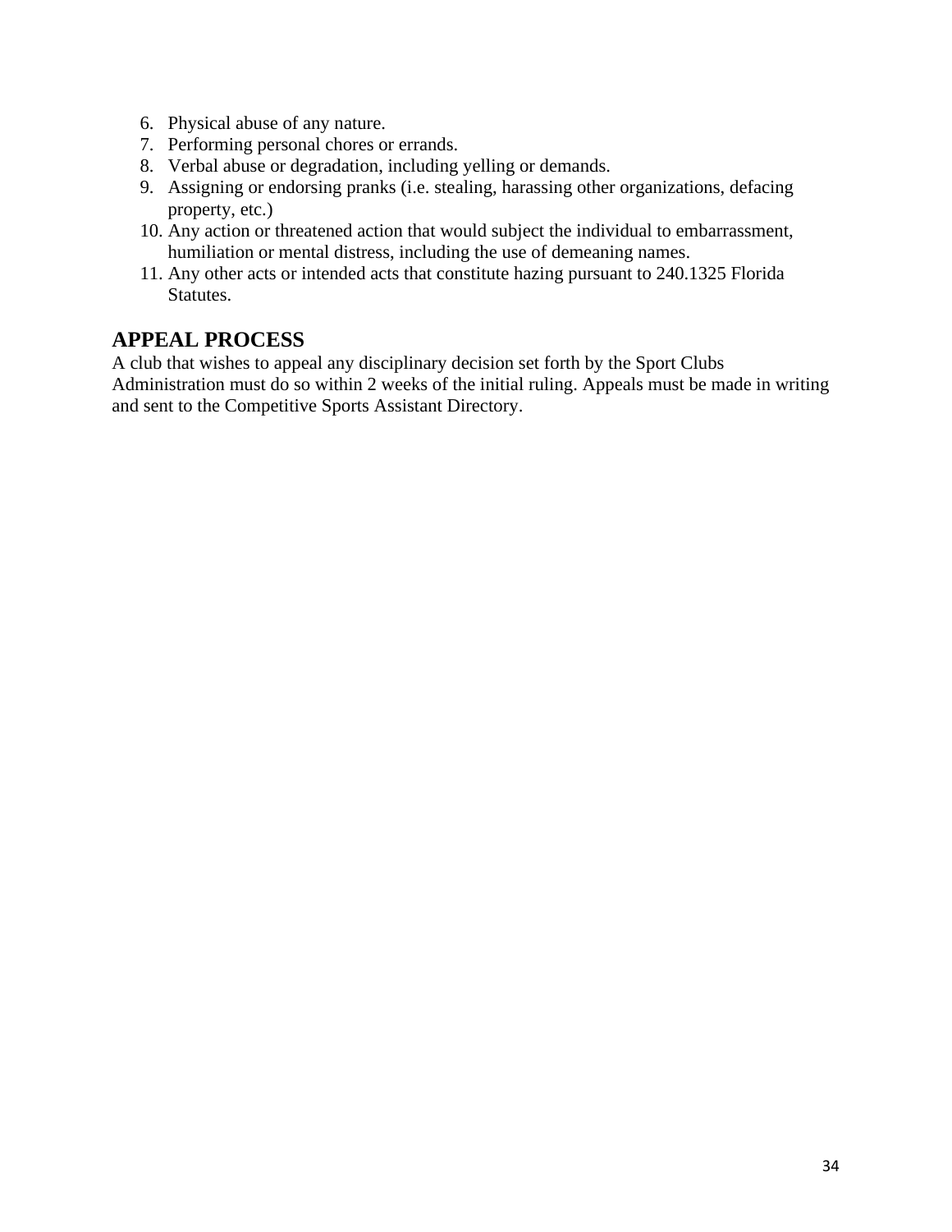6. Physical abuse of any nature.
7. Performing personal chores or errands.
8. Verbal abuse or degradation, including yelling or demands.
9. Assigning or endorsing pranks (i.e. stealing, harassing other organizations, defacing property, etc.)
10. Any action or threatened action that would subject the individual to embarrassment, humiliation or mental distress, including the use of demeaning names.
11. Any other acts or intended acts that constitute hazing pursuant to 240.1325 Florida Statutes.

## APPEAL PROCESS

A club that wishes to appeal any disciplinary decision set forth by the Sport Clubs Administration must do so within 2 weeks of the initial ruling. Appeals must be made in writing and sent to the Competitive Sports Assistant Directory.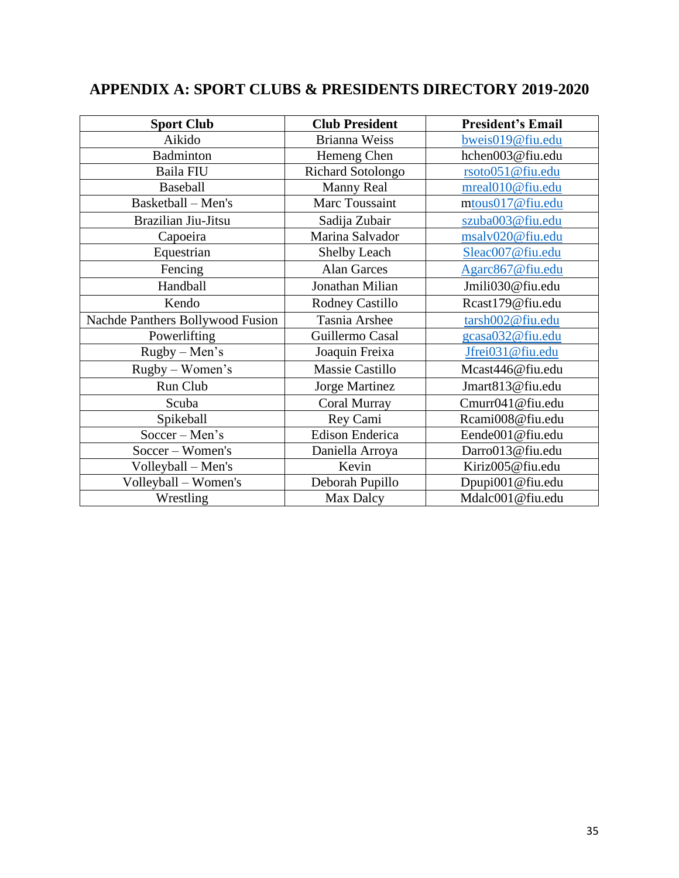## APPENDIX A: SPORT CLUBS & PRESIDENTS DIRECTORY 2019-2020

| Sport Club | Club President | President's Email |
|---|---|---|
| Aikido | Brianna Weiss | bweis019@fiu.edu |
| Badminton | Hemeng Chen | hchen003@fiu.edu |
| Baila FIU | Richard Sotolongo | rsoto051@fiu.edu |
| Baseball | Manny Real | mreal010@fiu.edu |
| Basketball – Men's | Marc Toussaint | mtous017@fiu.edu |
| Brazilian Jiu-Jitsu | Sadija Zubair | szuba003@fiu.edu |
| Capoeira | Marina Salvador | msalv020@fiu.edu |
| Equestrian | Shelby Leach | Sleac007@fiu.edu |
| Fencing | Alan Garces | Agarc867@fiu.edu |
| Handball | Jonathan Milian | Jmili030@fiu.edu |
| Kendo | Rodney Castillo | Rcast179@fiu.edu |
| Nachde Panthers Bollywood Fusion | Tasnia Arshee | tarsh002@fiu.edu |
| Powerlifting | Guillermo Casal | gcasa032@fiu.edu |
| Rugby – Men's | Joaquin Freixa | Jfrei031@fiu.edu |
| Rugby – Women's | Massie Castillo | Mcast446@fiu.edu |
| Run Club | Jorge Martinez | Jmart813@fiu.edu |
| Scuba | Coral Murray | Cmurr041@fiu.edu |
| Spikeball | Rey Cami | Rcami008@fiu.edu |
| Soccer – Men's | Edison Enderica | Eende001@fiu.edu |
| Soccer – Women's | Daniella Arroya | Darro013@fiu.edu |
| Volleyball – Men's | Kevin | Kiriz005@fiu.edu |
| Volleyball – Women's | Deborah Pupillo | Dpupi001@fiu.edu |
| Wrestling | Max Dalcy | Mdalc001@fiu.edu |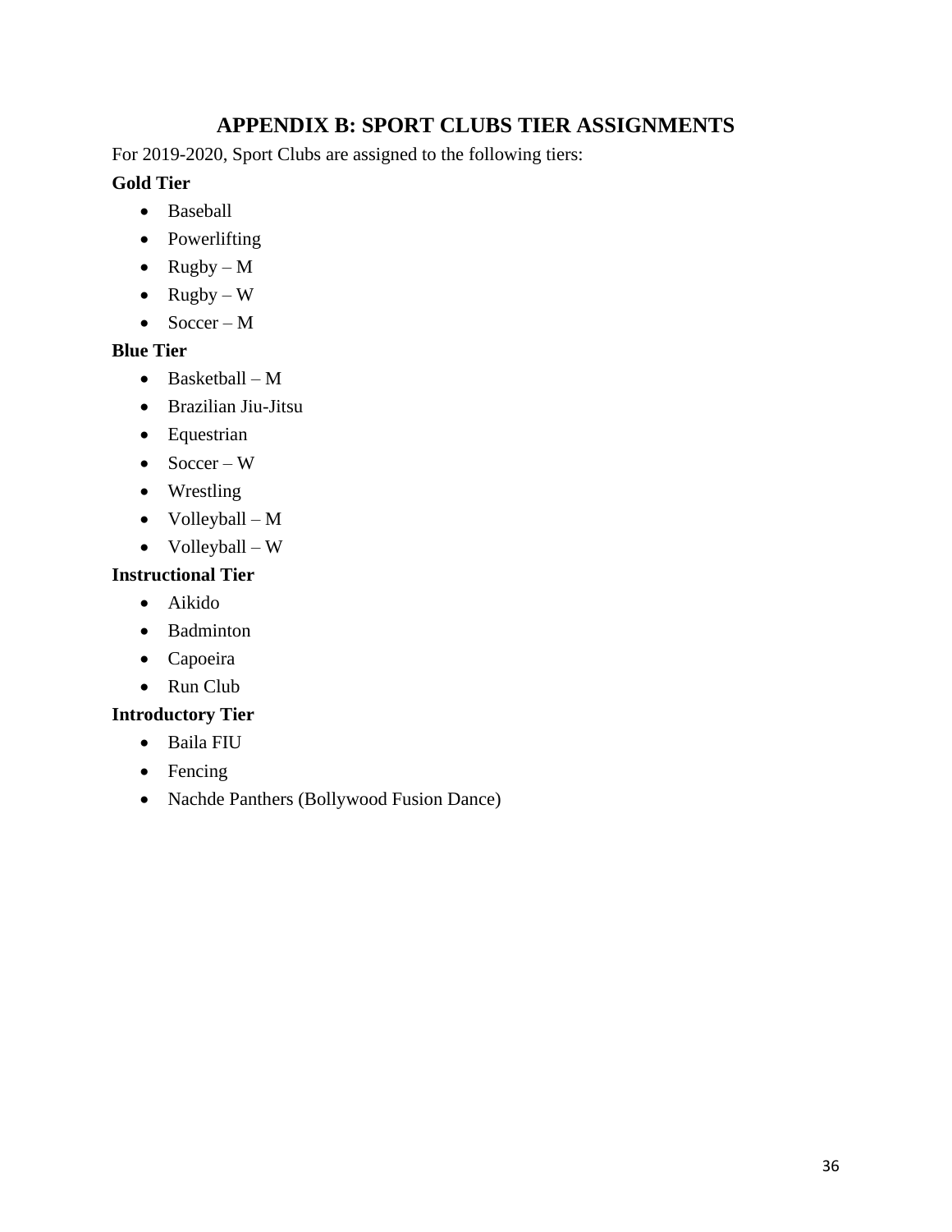# APPENDIX B: SPORT CLUBS TIER ASSIGNMENTS

For 2019-2020, Sport Clubs are assigned to the following tiers:

**Gold Tier**

- Baseball
- Powerlifting
- Rugby – M
- Rugby – W
- Soccer – M

**Blue Tier**

- Basketball – M
- Brazilian Jiu-Jitsu
- Equestrian
- Soccer – W
- Wrestling
- Volleyball – M
- Volleyball – W

**Instructional Tier**

- Aikido
- Badminton
- Capoeira
- Run Club

**Introductory Tier**

- Baila FIU
- Fencing
- Nachde Panthers (Bollywood Fusion Dance)